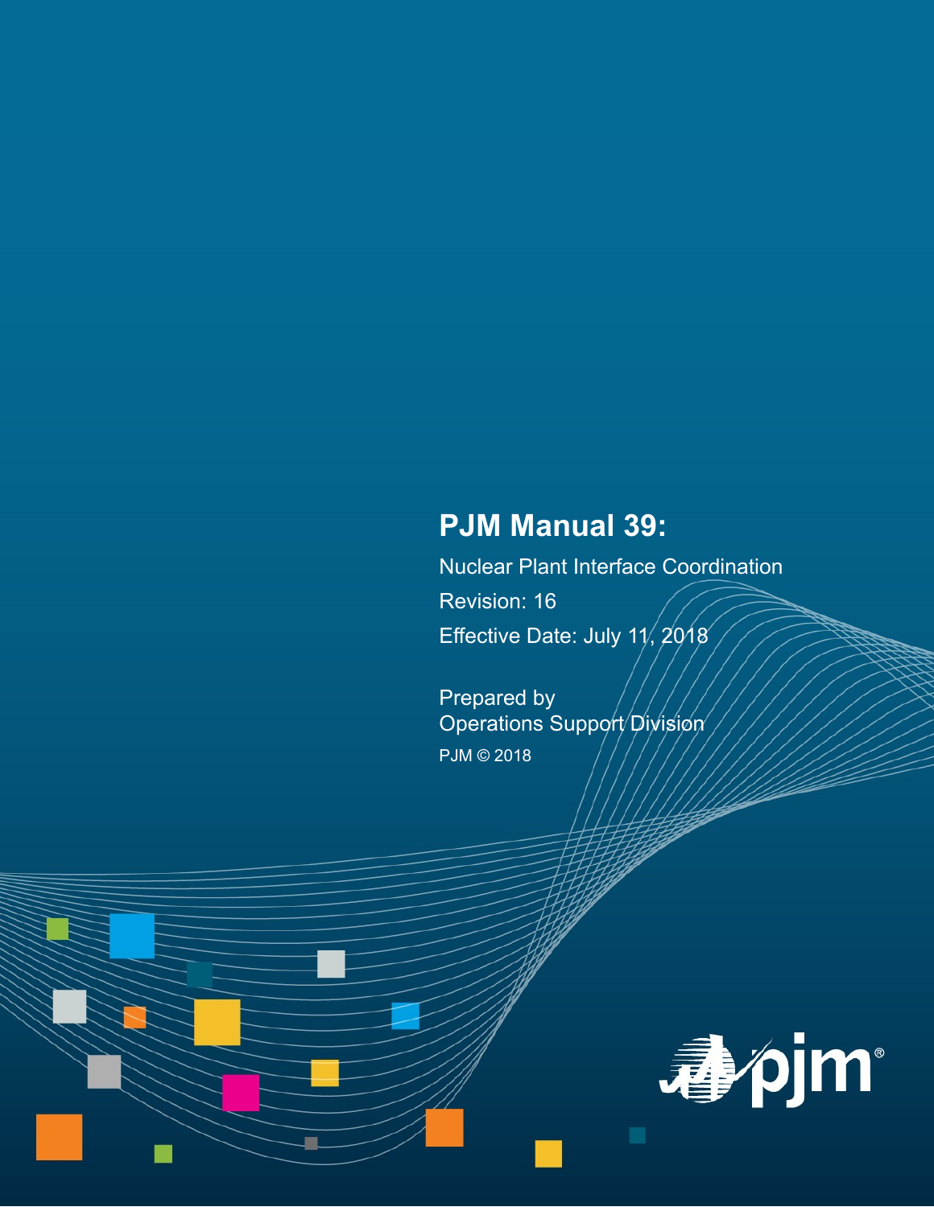# PJM Manual 39:

Nuclear Plant Interface Coordination

Revision: 16

Effective Date: July 11, 2018

Prepared by
Operations Support Division

PJM © 2018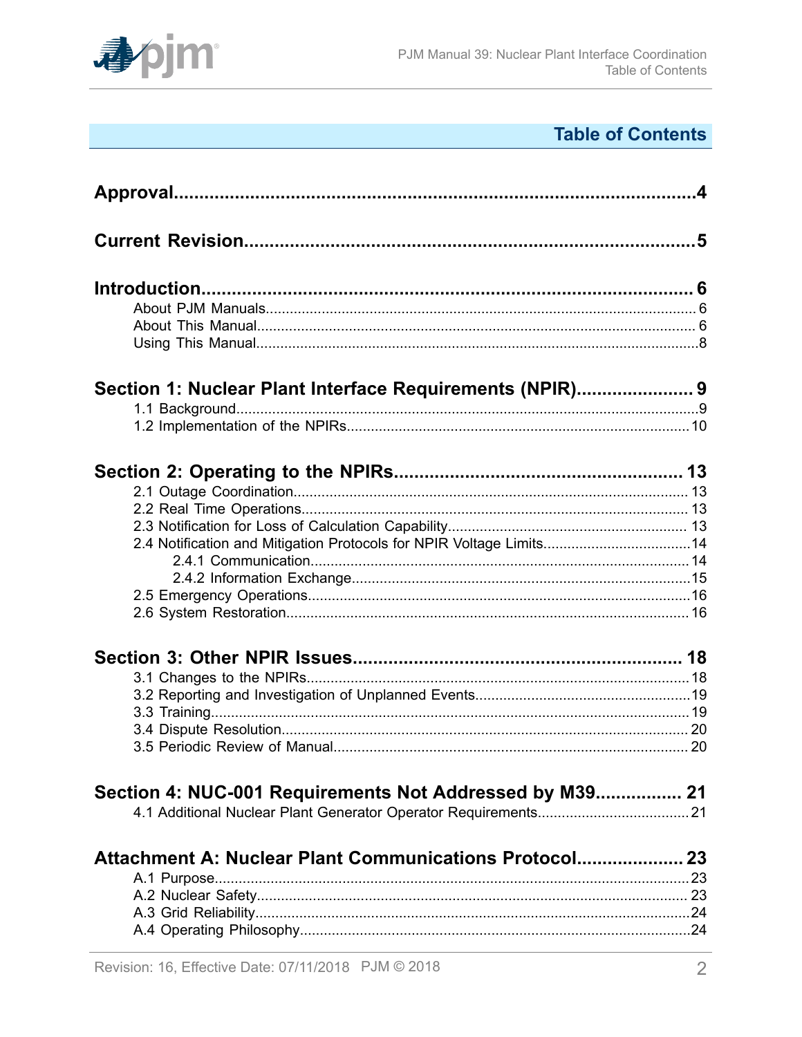## Table of Contents

**Approval**......................................................................................................4

**Current Revision**..........................................................................................5

**Introduction**..................................................................................................6

- About PJM Manuals.....................................................................................6
- About This Manual.......................................................................................6
- Using This Manual........................................................................................8

**Section 1: Nuclear Plant Interface Requirements (NPIR)**......................9

- 1.1 Background..............................................................................................9
- 1.2 Implementation of the NPIRs.................................................................10

**Section 2: Operating to the NPIRs**.........................................................13

- 2.1 Outage Coordination..............................................................................13
- 2.2 Real Time Operations.............................................................................13
- 2.3 Notification for Loss of Calculation Capability........................................13
- 2.4 Notification and Mitigation Protocols for NPIR Voltage Limits...............14
  - 2.4.1 Communication..................................................................................14
  - 2.4.2 Information Exchange........................................................................15
- 2.5 Emergency Operations............................................................................16
- 2.6 System Restoration..................................................................................16

**Section 3: Other NPIR Issues**................................................................18

- 3.1 Changes to the NPIRs..............................................................................18
- 3.2 Reporting and Investigation of Unplanned Events..................................19
- 3.3 Training....................................................................................................19
- 3.4 Dispute Resolution...................................................................................20
- 3.5 Periodic Review of Manual......................................................................20

**Section 4: NUC-001 Requirements Not Addressed by M39**................21

- 4.1 Additional Nuclear Plant Generator Operator Requirements....................21

**Attachment A: Nuclear Plant Communications Protocol**......................23

- A.1 Purpose....................................................................................................23
- A.2 Nuclear Safety.........................................................................................23
- A.3 Grid Reliability.........................................................................................24
- A.4 Operating Philosophy...............................................................................24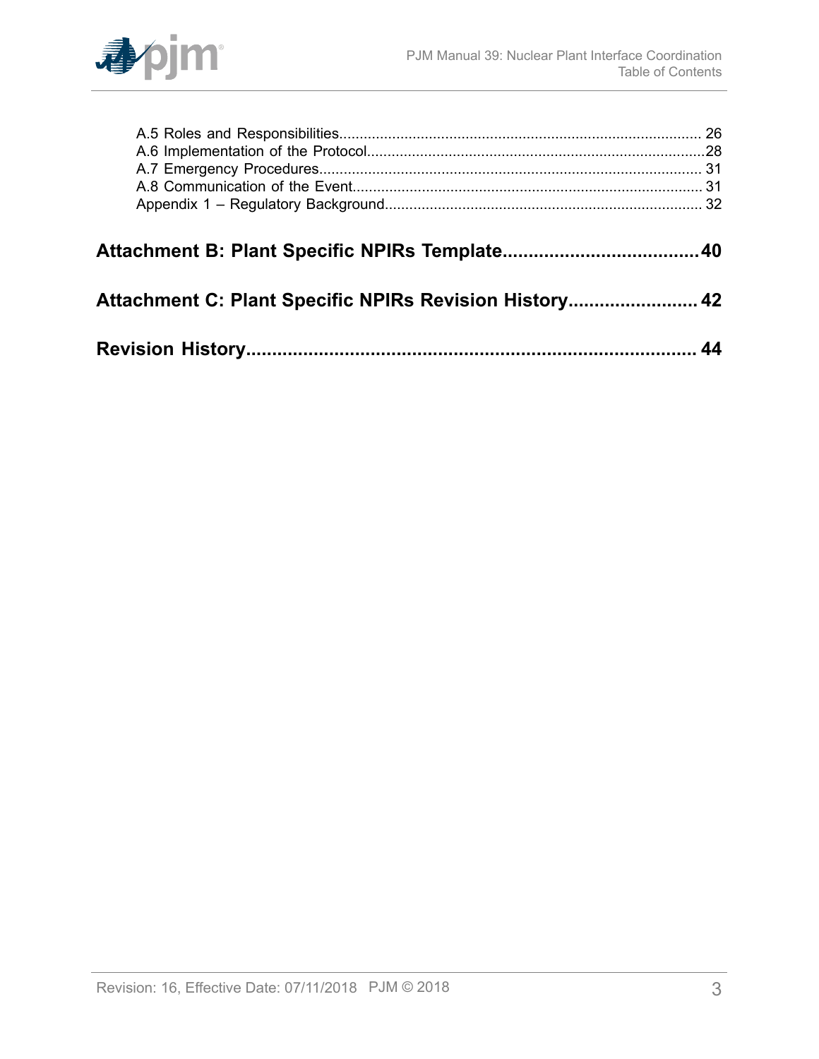A.5 Roles and Responsibilities........................................................................................ 26
A.6 Implementation of the Protocol..................................................................................28
A.7 Emergency Procedures............................................................................................. 31
A.8 Communication of the Event..................................................................................... 31
Appendix 1 – Regulatory Background............................................................................. 32

**Attachment B: Plant Specific NPIRs Template......................................40**

**Attachment C: Plant Specific NPIRs Revision History......................... 42**

**Revision History....................................................................................... 44**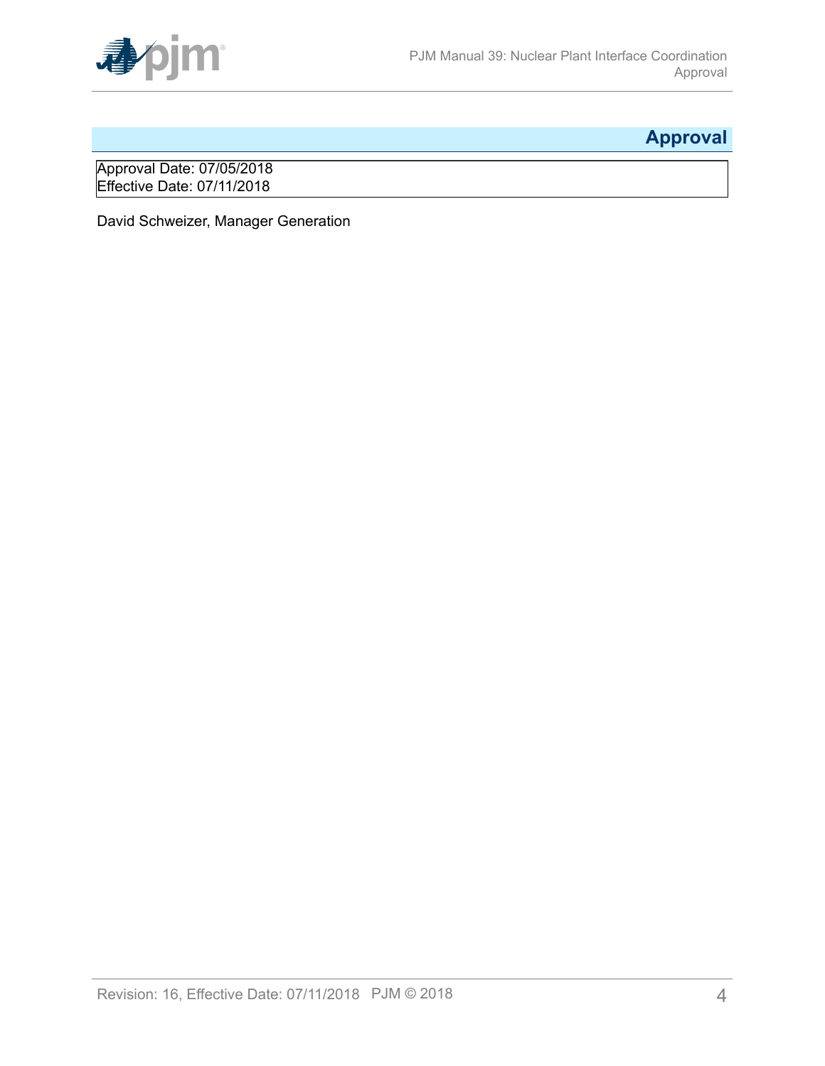# Approval

Approval Date: 07/05/2018
Effective Date: 07/11/2018

David Schweizer, Manager Generation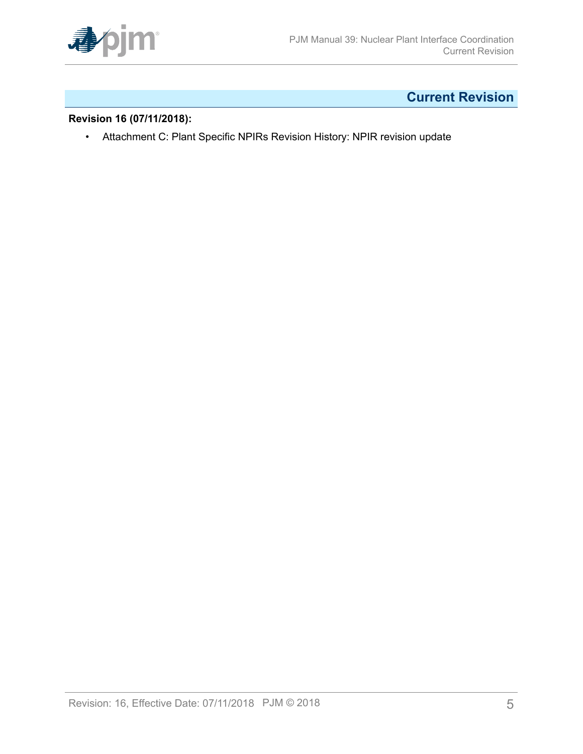# Current Revision

**Revision 16 (07/11/2018):**

- Attachment C: Plant Specific NPIRs Revision History: NPIR revision update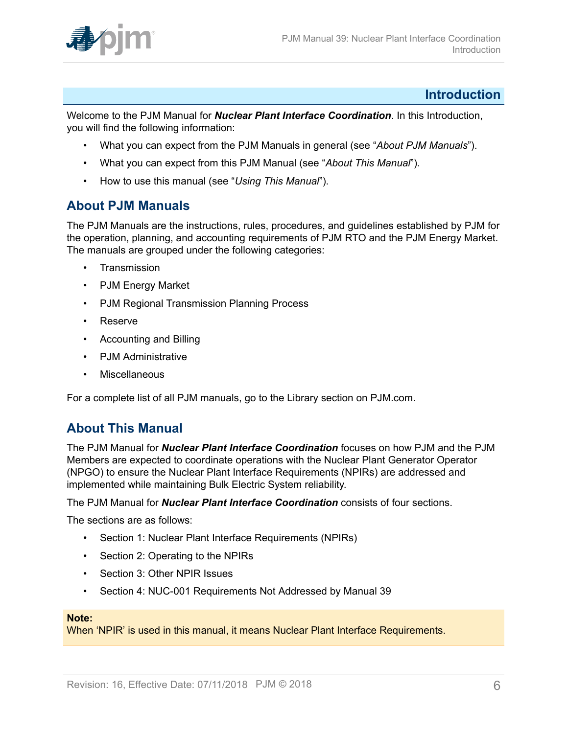# Introduction

Welcome to the PJM Manual for ***Nuclear Plant Interface Coordination***. In this Introduction, you will find the following information:

- What you can expect from the PJM Manuals in general (see "*About PJM Manuals*").
- What you can expect from this PJM Manual (see "*About This Manual*").
- How to use this manual (see "*Using This Manual*").

## About PJM Manuals

The PJM Manuals are the instructions, rules, procedures, and guidelines established by PJM for the operation, planning, and accounting requirements of PJM RTO and the PJM Energy Market. The manuals are grouped under the following categories:

- Transmission
- PJM Energy Market
- PJM Regional Transmission Planning Process
- Reserve
- Accounting and Billing
- PJM Administrative
- Miscellaneous

For a complete list of all PJM manuals, go to the Library section on PJM.com.

## About This Manual

The PJM Manual for ***Nuclear Plant Interface Coordination*** focuses on how PJM and the PJM Members are expected to coordinate operations with the Nuclear Plant Generator Operator (NPGO) to ensure the Nuclear Plant Interface Requirements (NPIRs) are addressed and implemented while maintaining Bulk Electric System reliability.

The PJM Manual for ***Nuclear Plant Interface Coordination*** consists of four sections.

The sections are as follows:

- Section 1: Nuclear Plant Interface Requirements (NPIRs)
- Section 2: Operating to the NPIRs
- Section 3: Other NPIR Issues
- Section 4: NUC-001 Requirements Not Addressed by Manual 39

**Note:**
When 'NPIR' is used in this manual, it means Nuclear Plant Interface Requirements.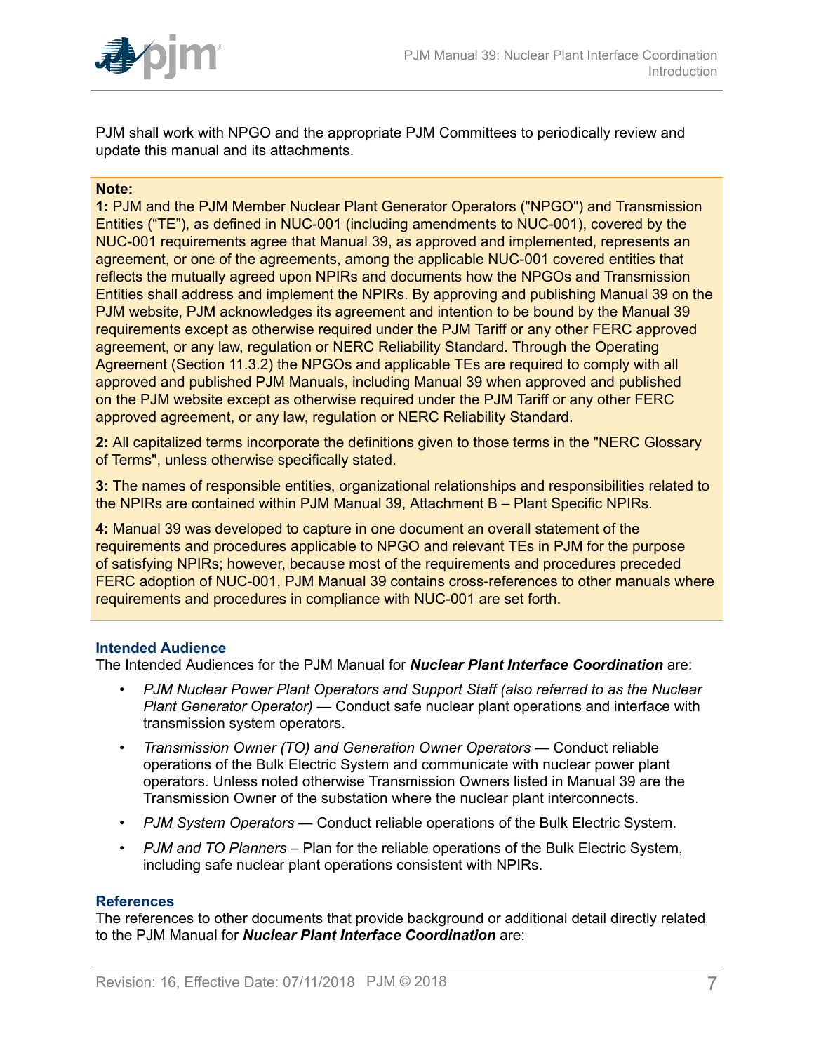PJM shall work with NPGO and the appropriate PJM Committees to periodically review and update this manual and its attachments.

**Note:**

**1:** PJM and the PJM Member Nuclear Plant Generator Operators ("NPGO") and Transmission Entities (“TE”), as defined in NUC-001 (including amendments to NUC-001), covered by the NUC-001 requirements agree that Manual 39, as approved and implemented, represents an agreement, or one of the agreements, among the applicable NUC-001 covered entities that reflects the mutually agreed upon NPIRs and documents how the NPGOs and Transmission Entities shall address and implement the NPIRs. By approving and publishing Manual 39 on the PJM website, PJM acknowledges its agreement and intention to be bound by the Manual 39 requirements except as otherwise required under the PJM Tariff or any other FERC approved agreement, or any law, regulation or NERC Reliability Standard. Through the Operating Agreement (Section 11.3.2) the NPGOs and applicable TEs are required to comply with all approved and published PJM Manuals, including Manual 39 when approved and published on the PJM website except as otherwise required under the PJM Tariff or any other FERC approved agreement, or any law, regulation or NERC Reliability Standard.

**2:** All capitalized terms incorporate the definitions given to those terms in the "NERC Glossary of Terms", unless otherwise specifically stated.

**3:** The names of responsible entities, organizational relationships and responsibilities related to the NPIRs are contained within PJM Manual 39, Attachment B – Plant Specific NPIRs.

**4:** Manual 39 was developed to capture in one document an overall statement of the requirements and procedures applicable to NPGO and relevant TEs in PJM for the purpose of satisfying NPIRs; however, because most of the requirements and procedures preceded FERC adoption of NUC-001, PJM Manual 39 contains cross-references to other manuals where requirements and procedures in compliance with NUC-001 are set forth.

### Intended Audience

The Intended Audiences for the PJM Manual for ***Nuclear Plant Interface Coordination*** are:

- *PJM Nuclear Power Plant Operators and Support Staff (also referred to as the Nuclear Plant Generator Operator)* — Conduct safe nuclear plant operations and interface with transmission system operators.
- *Transmission Owner (TO) and Generation Owner Operators* — Conduct reliable operations of the Bulk Electric System and communicate with nuclear power plant operators. Unless noted otherwise Transmission Owners listed in Manual 39 are the Transmission Owner of the substation where the nuclear plant interconnects.
- *PJM System Operators* — Conduct reliable operations of the Bulk Electric System.
- *PJM and TO Planners* – Plan for the reliable operations of the Bulk Electric System, including safe nuclear plant operations consistent with NPIRs.

### References

The references to other documents that provide background or additional detail directly related to the PJM Manual for ***Nuclear Plant Interface Coordination*** are: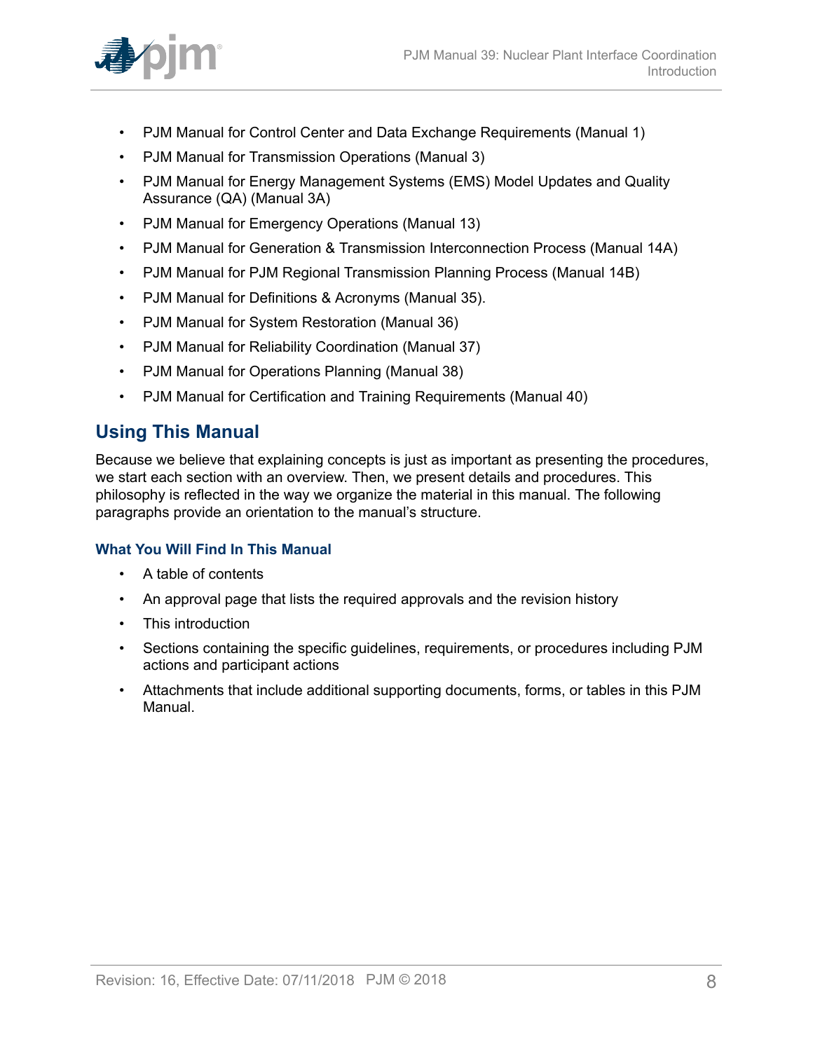- PJM Manual for Control Center and Data Exchange Requirements (Manual 1)
- PJM Manual for Transmission Operations (Manual 3)
- PJM Manual for Energy Management Systems (EMS) Model Updates and Quality Assurance (QA) (Manual 3A)
- PJM Manual for Emergency Operations (Manual 13)
- PJM Manual for Generation & Transmission Interconnection Process (Manual 14A)
- PJM Manual for PJM Regional Transmission Planning Process (Manual 14B)
- PJM Manual for Definitions & Acronyms (Manual 35).
- PJM Manual for System Restoration (Manual 36)
- PJM Manual for Reliability Coordination (Manual 37)
- PJM Manual for Operations Planning (Manual 38)
- PJM Manual for Certification and Training Requirements (Manual 40)

## Using This Manual

Because we believe that explaining concepts is just as important as presenting the procedures, we start each section with an overview. Then, we present details and procedures. This philosophy is reflected in the way we organize the material in this manual. The following paragraphs provide an orientation to the manual's structure.

### What You Will Find In This Manual

- A table of contents
- An approval page that lists the required approvals and the revision history
- This introduction
- Sections containing the specific guidelines, requirements, or procedures including PJM actions and participant actions
- Attachments that include additional supporting documents, forms, or tables in this PJM Manual.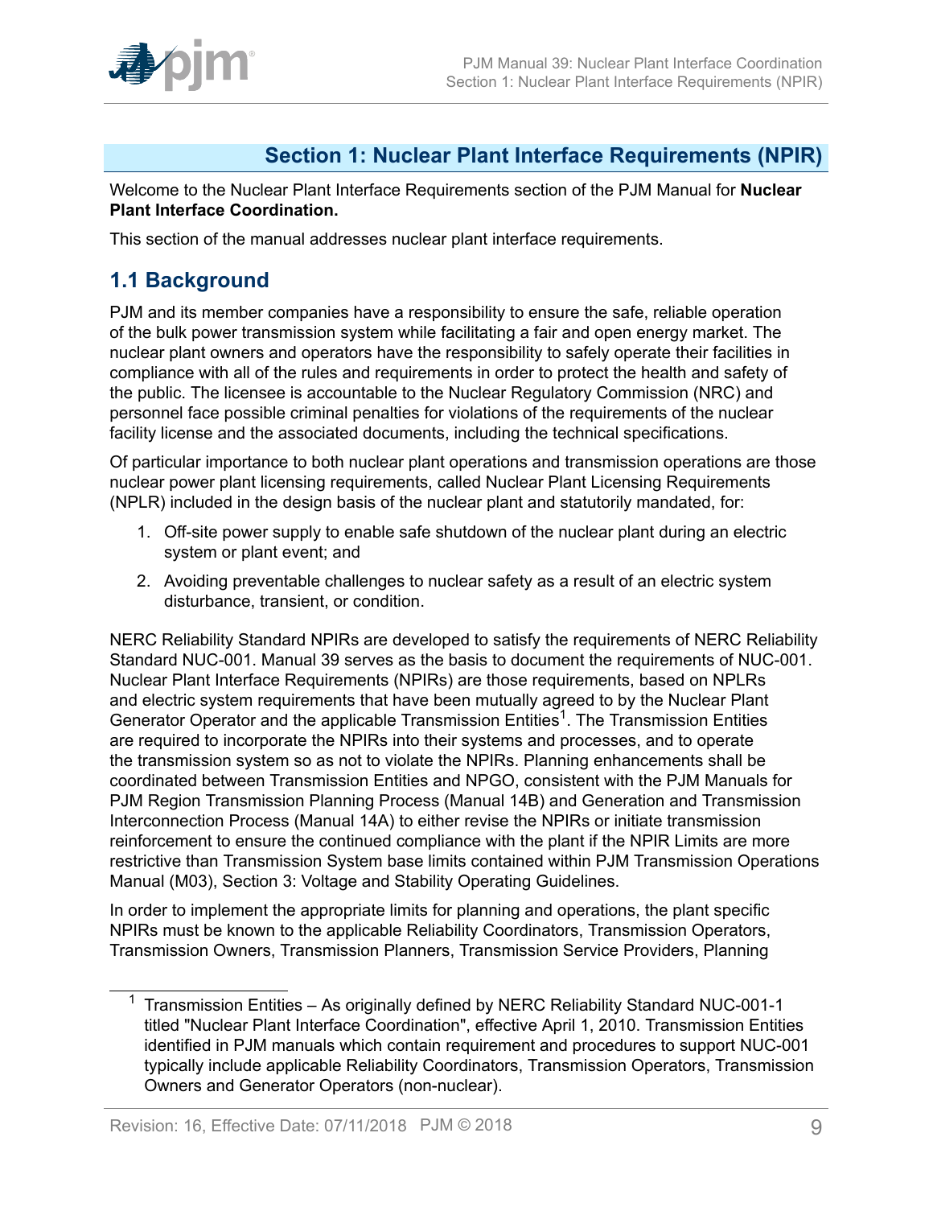# Section 1: Nuclear Plant Interface Requirements (NPIR)

Welcome to the Nuclear Plant Interface Requirements section of the PJM Manual for **Nuclear Plant Interface Coordination.**

This section of the manual addresses nuclear plant interface requirements.

## 1.1 Background

PJM and its member companies have a responsibility to ensure the safe, reliable operation of the bulk power transmission system while facilitating a fair and open energy market. The nuclear plant owners and operators have the responsibility to safely operate their facilities in compliance with all of the rules and requirements in order to protect the health and safety of the public. The licensee is accountable to the Nuclear Regulatory Commission (NRC) and personnel face possible criminal penalties for violations of the requirements of the nuclear facility license and the associated documents, including the technical specifications.

Of particular importance to both nuclear plant operations and transmission operations are those nuclear power plant licensing requirements, called Nuclear Plant Licensing Requirements (NPLR) included in the design basis of the nuclear plant and statutorily mandated, for:

1. Off-site power supply to enable safe shutdown of the nuclear plant during an electric system or plant event; and
2. Avoiding preventable challenges to nuclear safety as a result of an electric system disturbance, transient, or condition.

NERC Reliability Standard NPIRs are developed to satisfy the requirements of NERC Reliability Standard NUC-001. Manual 39 serves as the basis to document the requirements of NUC-001. Nuclear Plant Interface Requirements (NPIRs) are those requirements, based on NPLRs and electric system requirements that have been mutually agreed to by the Nuclear Plant Generator Operator and the applicable Transmission Entities[1]. The Transmission Entities are required to incorporate the NPIRs into their systems and processes, and to operate the transmission system so as not to violate the NPIRs. Planning enhancements shall be coordinated between Transmission Entities and NPGO, consistent with the PJM Manuals for PJM Region Transmission Planning Process (Manual 14B) and Generation and Transmission Interconnection Process (Manual 14A) to either revise the NPIRs or initiate transmission reinforcement to ensure the continued compliance with the plant if the NPIR Limits are more restrictive than Transmission System base limits contained within PJM Transmission Operations Manual (M03), Section 3: Voltage and Stability Operating Guidelines.

In order to implement the appropriate limits for planning and operations, the plant specific NPIRs must be known to the applicable Reliability Coordinators, Transmission Operators, Transmission Owners, Transmission Planners, Transmission Service Providers, Planning

[1] Transmission Entities – As originally defined by NERC Reliability Standard NUC-001-1 titled "Nuclear Plant Interface Coordination", effective April 1, 2010. Transmission Entities identified in PJM manuals which contain requirement and procedures to support NUC-001 typically include applicable Reliability Coordinators, Transmission Operators, Transmission Owners and Generator Operators (non-nuclear).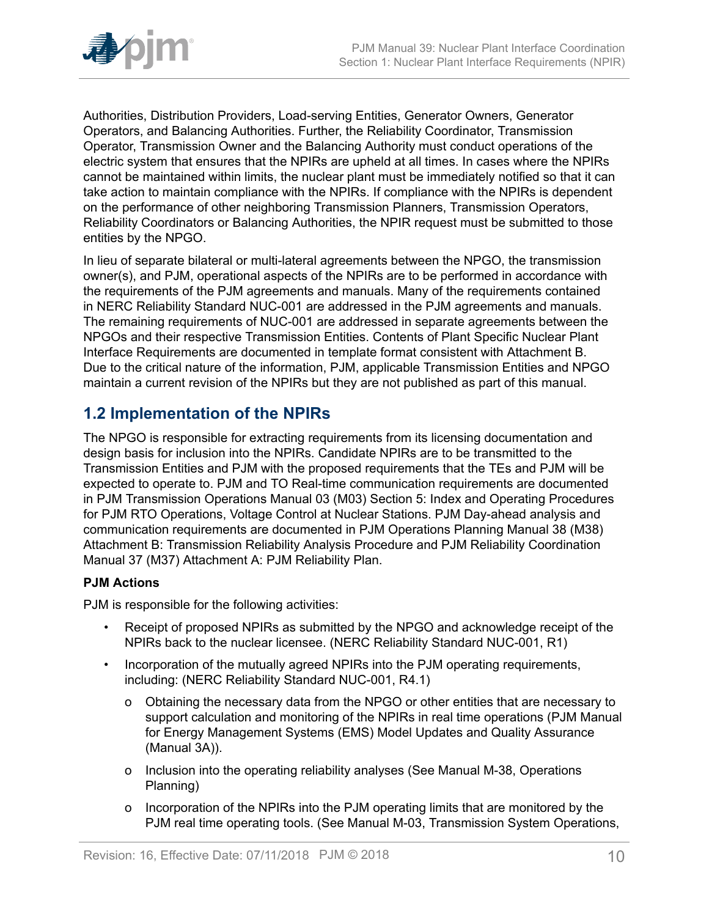Authorities, Distribution Providers, Load-serving Entities, Generator Owners, Generator Operators, and Balancing Authorities. Further, the Reliability Coordinator, Transmission Operator, Transmission Owner and the Balancing Authority must conduct operations of the electric system that ensures that the NPIRs are upheld at all times. In cases where the NPIRs cannot be maintained within limits, the nuclear plant must be immediately notified so that it can take action to maintain compliance with the NPIRs. If compliance with the NPIRs is dependent on the performance of other neighboring Transmission Planners, Transmission Operators, Reliability Coordinators or Balancing Authorities, the NPIR request must be submitted to those entities by the NPGO.

In lieu of separate bilateral or multi-lateral agreements between the NPGO, the transmission owner(s), and PJM, operational aspects of the NPIRs are to be performed in accordance with the requirements of the PJM agreements and manuals. Many of the requirements contained in NERC Reliability Standard NUC-001 are addressed in the PJM agreements and manuals. The remaining requirements of NUC-001 are addressed in separate agreements between the NPGOs and their respective Transmission Entities. Contents of Plant Specific Nuclear Plant Interface Requirements are documented in template format consistent with Attachment B. Due to the critical nature of the information, PJM, applicable Transmission Entities and NPGO maintain a current revision of the NPIRs but they are not published as part of this manual.

## 1.2 Implementation of the NPIRs

The NPGO is responsible for extracting requirements from its licensing documentation and design basis for inclusion into the NPIRs. Candidate NPIRs are to be transmitted to the Transmission Entities and PJM with the proposed requirements that the TEs and PJM will be expected to operate to. PJM and TO Real-time communication requirements are documented in PJM Transmission Operations Manual 03 (M03) Section 5: Index and Operating Procedures for PJM RTO Operations, Voltage Control at Nuclear Stations. PJM Day-ahead analysis and communication requirements are documented in PJM Operations Planning Manual 38 (M38) Attachment B: Transmission Reliability Analysis Procedure and PJM Reliability Coordination Manual 37 (M37) Attachment A: PJM Reliability Plan.

**PJM Actions**

PJM is responsible for the following activities:

- Receipt of proposed NPIRs as submitted by the NPGO and acknowledge receipt of the NPIRs back to the nuclear licensee. (NERC Reliability Standard NUC-001, R1)
- Incorporation of the mutually agreed NPIRs into the PJM operating requirements, including: (NERC Reliability Standard NUC-001, R4.1)
  - o Obtaining the necessary data from the NPGO or other entities that are necessary to support calculation and monitoring of the NPIRs in real time operations (PJM Manual for Energy Management Systems (EMS) Model Updates and Quality Assurance (Manual 3A)).
  - o Inclusion into the operating reliability analyses (See Manual M-38, Operations Planning)
  - o Incorporation of the NPIRs into the PJM operating limits that are monitored by the PJM real time operating tools. (See Manual M-03, Transmission System Operations,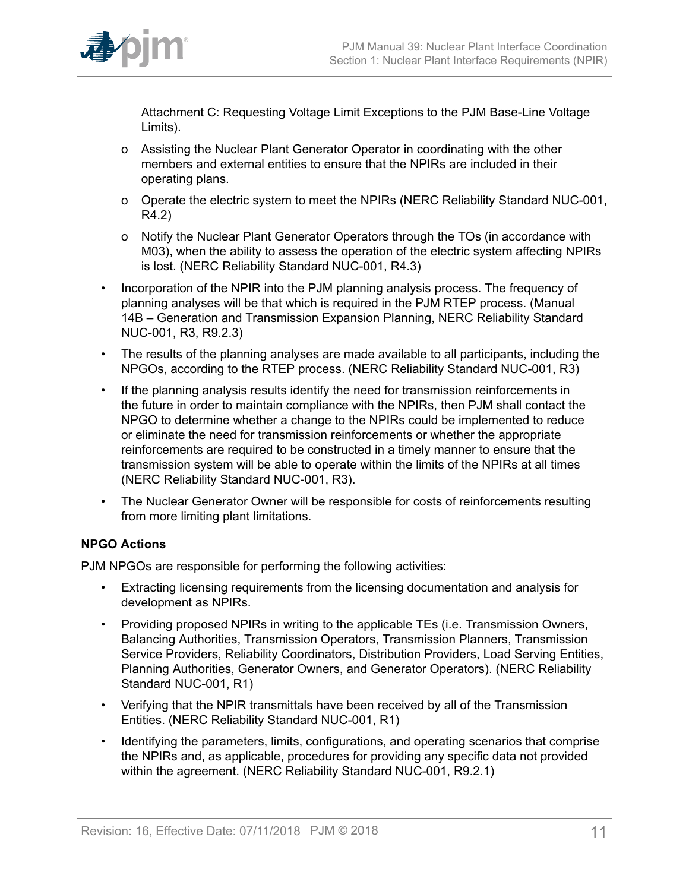Attachment C: Requesting Voltage Limit Exceptions to the PJM Base-Line Voltage Limits).

  - o Assisting the Nuclear Plant Generator Operator in coordinating with the other members and external entities to ensure that the NPIRs are included in their operating plans.
  - o Operate the electric system to meet the NPIRs (NERC Reliability Standard NUC-001, R4.2)
  - o Notify the Nuclear Plant Generator Operators through the TOs (in accordance with M03), when the ability to assess the operation of the electric system affecting NPIRs is lost. (NERC Reliability Standard NUC-001, R4.3)

- Incorporation of the NPIR into the PJM planning analysis process. The frequency of planning analyses will be that which is required in the PJM RTEP process. (Manual 14B – Generation and Transmission Expansion Planning, NERC Reliability Standard NUC-001, R3, R9.2.3)
- The results of the planning analyses are made available to all participants, including the NPGOs, according to the RTEP process. (NERC Reliability Standard NUC-001, R3)
- If the planning analysis results identify the need for transmission reinforcements in the future in order to maintain compliance with the NPIRs, then PJM shall contact the NPGO to determine whether a change to the NPIRs could be implemented to reduce or eliminate the need for transmission reinforcements or whether the appropriate reinforcements are required to be constructed in a timely manner to ensure that the transmission system will be able to operate within the limits of the NPIRs at all times (NERC Reliability Standard NUC-001, R3).
- The Nuclear Generator Owner will be responsible for costs of reinforcements resulting from more limiting plant limitations.

**NPGO Actions**

PJM NPGOs are responsible for performing the following activities:

- Extracting licensing requirements from the licensing documentation and analysis for development as NPIRs.
- Providing proposed NPIRs in writing to the applicable TEs (i.e. Transmission Owners, Balancing Authorities, Transmission Operators, Transmission Planners, Transmission Service Providers, Reliability Coordinators, Distribution Providers, Load Serving Entities, Planning Authorities, Generator Owners, and Generator Operators). (NERC Reliability Standard NUC-001, R1)
- Verifying that the NPIR transmittals have been received by all of the Transmission Entities. (NERC Reliability Standard NUC-001, R1)
- Identifying the parameters, limits, configurations, and operating scenarios that comprise the NPIRs and, as applicable, procedures for providing any specific data not provided within the agreement. (NERC Reliability Standard NUC-001, R9.2.1)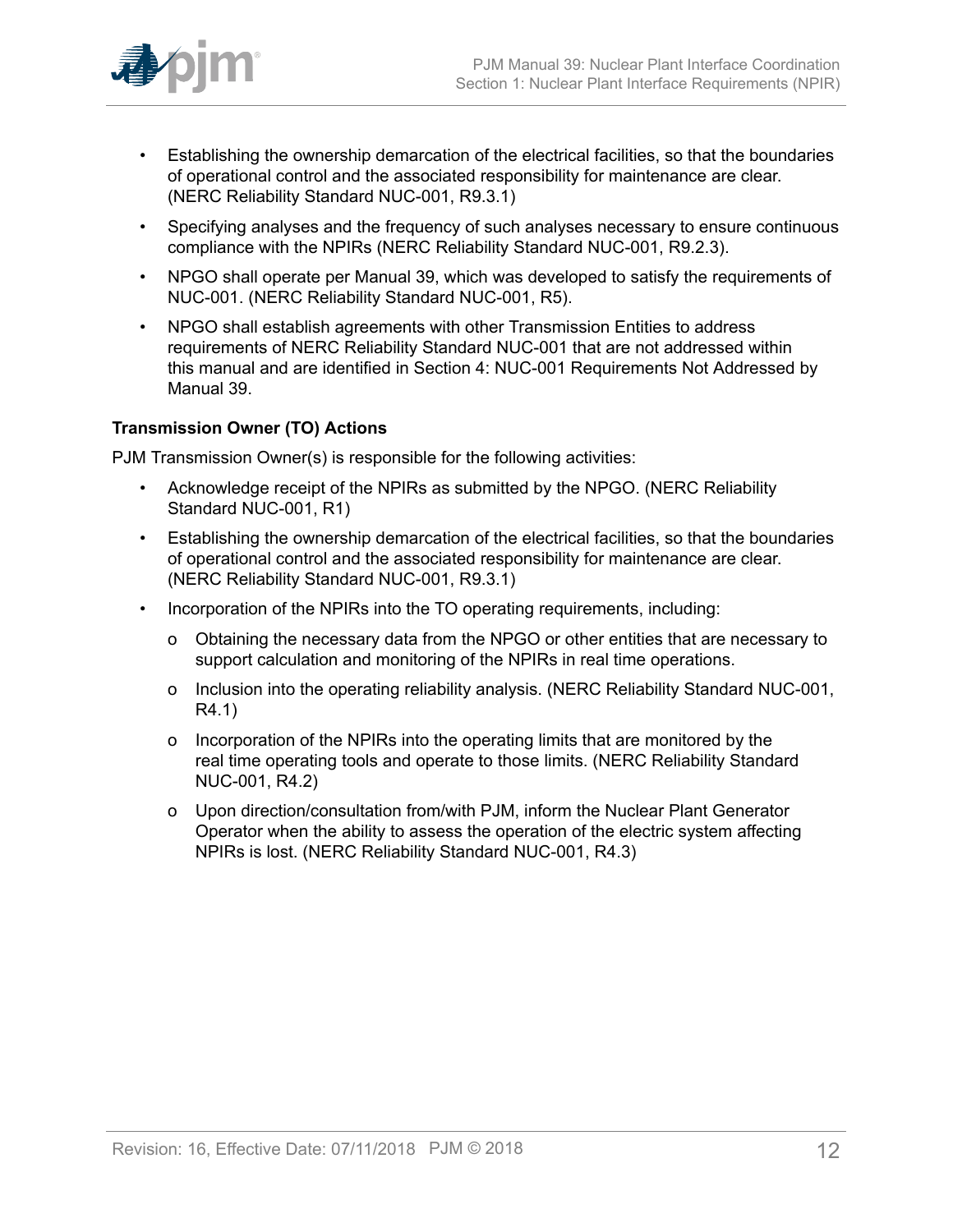- Establishing the ownership demarcation of the electrical facilities, so that the boundaries of operational control and the associated responsibility for maintenance are clear. (NERC Reliability Standard NUC-001, R9.3.1)
- Specifying analyses and the frequency of such analyses necessary to ensure continuous compliance with the NPIRs (NERC Reliability Standard NUC-001, R9.2.3).
- NPGO shall operate per Manual 39, which was developed to satisfy the requirements of NUC-001. (NERC Reliability Standard NUC-001, R5).
- NPGO shall establish agreements with other Transmission Entities to address requirements of NERC Reliability Standard NUC-001 that are not addressed within this manual and are identified in Section 4: NUC-001 Requirements Not Addressed by Manual 39.

**Transmission Owner (TO) Actions**

PJM Transmission Owner(s) is responsible for the following activities:

- Acknowledge receipt of the NPIRs as submitted by the NPGO. (NERC Reliability Standard NUC-001, R1)
- Establishing the ownership demarcation of the electrical facilities, so that the boundaries of operational control and the associated responsibility for maintenance are clear. (NERC Reliability Standard NUC-001, R9.3.1)
- Incorporation of the NPIRs into the TO operating requirements, including:
  - o Obtaining the necessary data from the NPGO or other entities that are necessary to support calculation and monitoring of the NPIRs in real time operations.
  - o Inclusion into the operating reliability analysis. (NERC Reliability Standard NUC-001, R4.1)
  - o Incorporation of the NPIRs into the operating limits that are monitored by the real time operating tools and operate to those limits. (NERC Reliability Standard NUC-001, R4.2)
  - o Upon direction/consultation from/with PJM, inform the Nuclear Plant Generator Operator when the ability to assess the operation of the electric system affecting NPIRs is lost. (NERC Reliability Standard NUC-001, R4.3)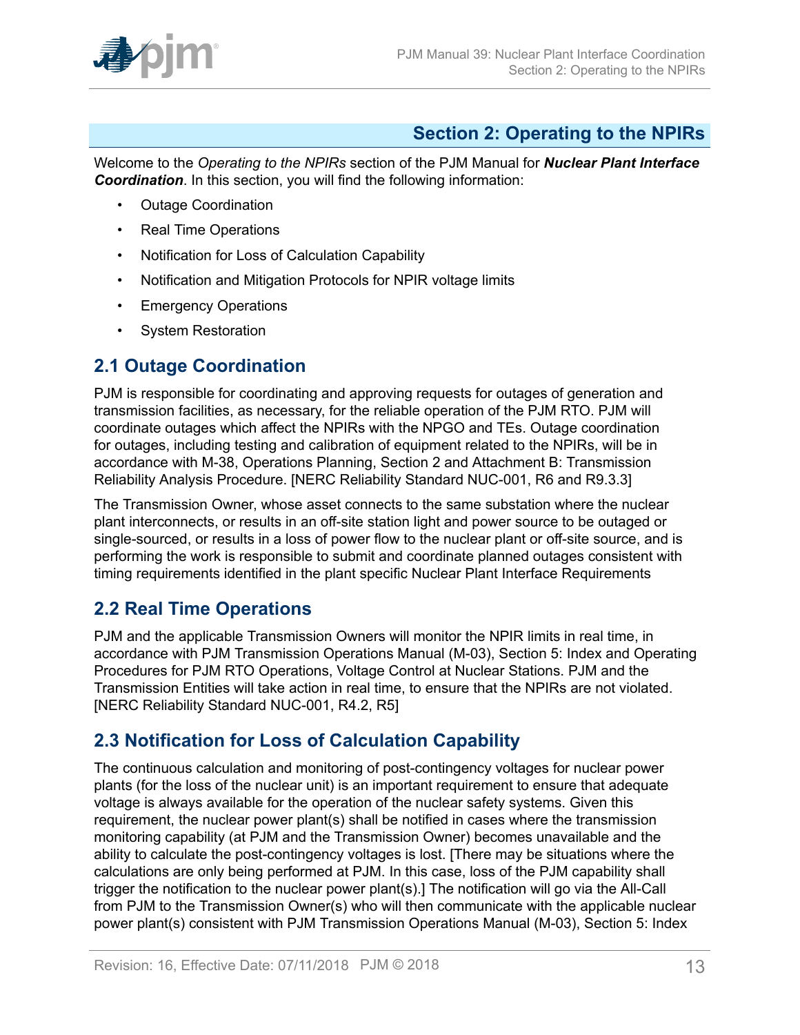# Section 2: Operating to the NPIRs

Welcome to the *Operating to the NPIRs* section of the PJM Manual for ***Nuclear Plant Interface Coordination***. In this section, you will find the following information:

- Outage Coordination
- Real Time Operations
- Notification for Loss of Calculation Capability
- Notification and Mitigation Protocols for NPIR voltage limits
- Emergency Operations
- System Restoration

## 2.1 Outage Coordination

PJM is responsible for coordinating and approving requests for outages of generation and transmission facilities, as necessary, for the reliable operation of the PJM RTO. PJM will coordinate outages which affect the NPIRs with the NPGO and TEs. Outage coordination for outages, including testing and calibration of equipment related to the NPIRs, will be in accordance with M-38, Operations Planning, Section 2 and Attachment B: Transmission Reliability Analysis Procedure. [NERC Reliability Standard NUC-001, R6 and R9.3.3]

The Transmission Owner, whose asset connects to the same substation where the nuclear plant interconnects, or results in an off-site station light and power source to be outaged or single-sourced, or results in a loss of power flow to the nuclear plant or off-site source, and is performing the work is responsible to submit and coordinate planned outages consistent with timing requirements identified in the plant specific Nuclear Plant Interface Requirements

## 2.2 Real Time Operations

PJM and the applicable Transmission Owners will monitor the NPIR limits in real time, in accordance with PJM Transmission Operations Manual (M-03), Section 5: Index and Operating Procedures for PJM RTO Operations, Voltage Control at Nuclear Stations. PJM and the Transmission Entities will take action in real time, to ensure that the NPIRs are not violated. [NERC Reliability Standard NUC-001, R4.2, R5]

## 2.3 Notification for Loss of Calculation Capability

The continuous calculation and monitoring of post-contingency voltages for nuclear power plants (for the loss of the nuclear unit) is an important requirement to ensure that adequate voltage is always available for the operation of the nuclear safety systems. Given this requirement, the nuclear power plant(s) shall be notified in cases where the transmission monitoring capability (at PJM and the Transmission Owner) becomes unavailable and the ability to calculate the post-contingency voltages is lost. [There may be situations where the calculations are only being performed at PJM. In this case, loss of the PJM capability shall trigger the notification to the nuclear power plant(s).] The notification will go via the All-Call from PJM to the Transmission Owner(s) who will then communicate with the applicable nuclear power plant(s) consistent with PJM Transmission Operations Manual (M-03), Section 5: Index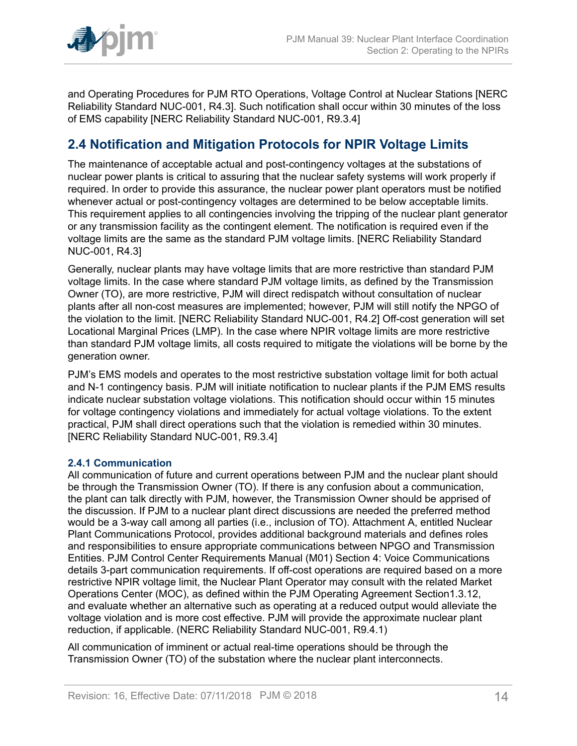and Operating Procedures for PJM RTO Operations, Voltage Control at Nuclear Stations [NERC Reliability Standard NUC-001, R4.3]. Such notification shall occur within 30 minutes of the loss of EMS capability [NERC Reliability Standard NUC-001, R9.3.4]

## 2.4 Notification and Mitigation Protocols for NPIR Voltage Limits

The maintenance of acceptable actual and post-contingency voltages at the substations of nuclear power plants is critical to assuring that the nuclear safety systems will work properly if required. In order to provide this assurance, the nuclear power plant operators must be notified whenever actual or post-contingency voltages are determined to be below acceptable limits. This requirement applies to all contingencies involving the tripping of the nuclear plant generator or any transmission facility as the contingent element. The notification is required even if the voltage limits are the same as the standard PJM voltage limits. [NERC Reliability Standard NUC-001, R4.3]

Generally, nuclear plants may have voltage limits that are more restrictive than standard PJM voltage limits. In the case where standard PJM voltage limits, as defined by the Transmission Owner (TO), are more restrictive, PJM will direct redispatch without consultation of nuclear plants after all non-cost measures are implemented; however, PJM will still notify the NPGO of the violation to the limit. [NERC Reliability Standard NUC-001, R4.2] Off-cost generation will set Locational Marginal Prices (LMP). In the case where NPIR voltage limits are more restrictive than standard PJM voltage limits, all costs required to mitigate the violations will be borne by the generation owner.

PJM's EMS models and operates to the most restrictive substation voltage limit for both actual and N-1 contingency basis. PJM will initiate notification to nuclear plants if the PJM EMS results indicate nuclear substation voltage violations. This notification should occur within 15 minutes for voltage contingency violations and immediately for actual voltage violations. To the extent practical, PJM shall direct operations such that the violation is remedied within 30 minutes. [NERC Reliability Standard NUC-001, R9.3.4]

### 2.4.1 Communication

All communication of future and current operations between PJM and the nuclear plant should be through the Transmission Owner (TO). If there is any confusion about a communication, the plant can talk directly with PJM, however, the Transmission Owner should be apprised of the discussion. If PJM to a nuclear plant direct discussions are needed the preferred method would be a 3-way call among all parties (i.e., inclusion of TO). Attachment A, entitled Nuclear Plant Communications Protocol, provides additional background materials and defines roles and responsibilities to ensure appropriate communications between NPGO and Transmission Entities. PJM Control Center Requirements Manual (M01) Section 4: Voice Communications details 3-part communication requirements. If off-cost operations are required based on a more restrictive NPIR voltage limit, the Nuclear Plant Operator may consult with the related Market Operations Center (MOC), as defined within the PJM Operating Agreement Section1.3.12, and evaluate whether an alternative such as operating at a reduced output would alleviate the voltage violation and is more cost effective. PJM will provide the approximate nuclear plant reduction, if applicable. (NERC Reliability Standard NUC-001, R9.4.1)

All communication of imminent or actual real-time operations should be through the Transmission Owner (TO) of the substation where the nuclear plant interconnects.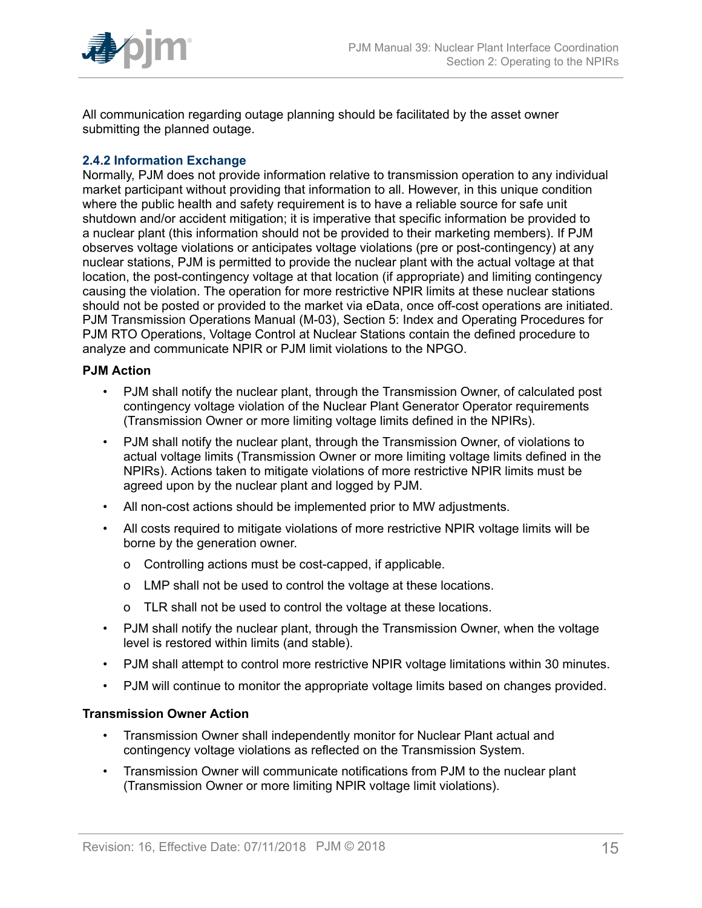All communication regarding outage planning should be facilitated by the asset owner submitting the planned outage.

### 2.4.2 Information Exchange

Normally, PJM does not provide information relative to transmission operation to any individual market participant without providing that information to all. However, in this unique condition where the public health and safety requirement is to have a reliable source for safe unit shutdown and/or accident mitigation; it is imperative that specific information be provided to a nuclear plant (this information should not be provided to their marketing members). If PJM observes voltage violations or anticipates voltage violations (pre or post-contingency) at any nuclear stations, PJM is permitted to provide the nuclear plant with the actual voltage at that location, the post-contingency voltage at that location (if appropriate) and limiting contingency causing the violation. The operation for more restrictive NPIR limits at these nuclear stations should not be posted or provided to the market via eData, once off-cost operations are initiated. PJM Transmission Operations Manual (M-03), Section 5: Index and Operating Procedures for PJM RTO Operations, Voltage Control at Nuclear Stations contain the defined procedure to analyze and communicate NPIR or PJM limit violations to the NPGO.

**PJM Action**

- PJM shall notify the nuclear plant, through the Transmission Owner, of calculated post contingency voltage violation of the Nuclear Plant Generator Operator requirements (Transmission Owner or more limiting voltage limits defined in the NPIRs).
- PJM shall notify the nuclear plant, through the Transmission Owner, of violations to actual voltage limits (Transmission Owner or more limiting voltage limits defined in the NPIRs). Actions taken to mitigate violations of more restrictive NPIR limits must be agreed upon by the nuclear plant and logged by PJM.
- All non-cost actions should be implemented prior to MW adjustments.
- All costs required to mitigate violations of more restrictive NPIR voltage limits will be borne by the generation owner.
  - Controlling actions must be cost-capped, if applicable.
  - LMP shall not be used to control the voltage at these locations.
  - TLR shall not be used to control the voltage at these locations.
- PJM shall notify the nuclear plant, through the Transmission Owner, when the voltage level is restored within limits (and stable).
- PJM shall attempt to control more restrictive NPIR voltage limitations within 30 minutes.
- PJM will continue to monitor the appropriate voltage limits based on changes provided.

**Transmission Owner Action**

- Transmission Owner shall independently monitor for Nuclear Plant actual and contingency voltage violations as reflected on the Transmission System.
- Transmission Owner will communicate notifications from PJM to the nuclear plant (Transmission Owner or more limiting NPIR voltage limit violations).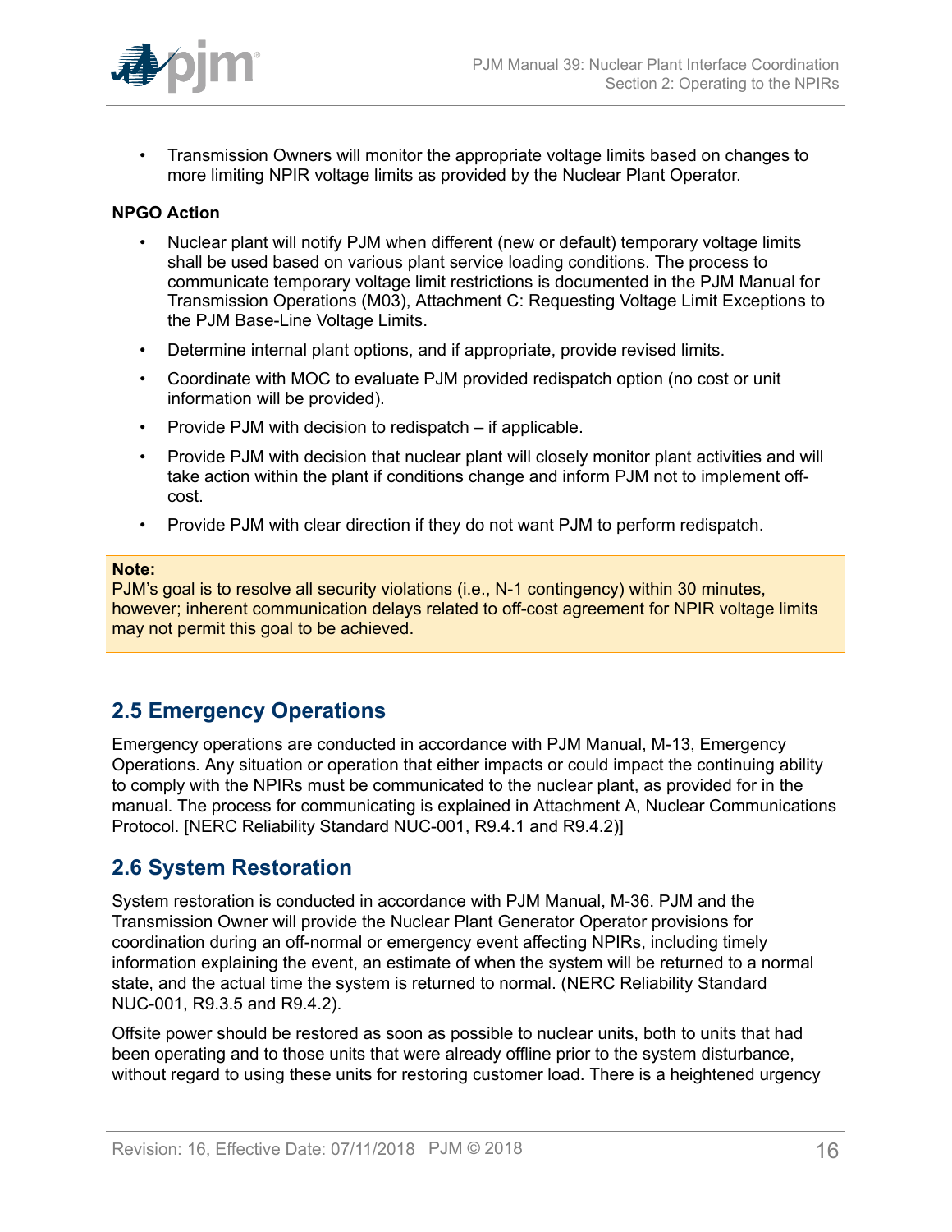- Transmission Owners will monitor the appropriate voltage limits based on changes to more limiting NPIR voltage limits as provided by the Nuclear Plant Operator.

**NPGO Action**

- Nuclear plant will notify PJM when different (new or default) temporary voltage limits shall be used based on various plant service loading conditions. The process to communicate temporary voltage limit restrictions is documented in the PJM Manual for Transmission Operations (M03), Attachment C: Requesting Voltage Limit Exceptions to the PJM Base-Line Voltage Limits.
- Determine internal plant options, and if appropriate, provide revised limits.
- Coordinate with MOC to evaluate PJM provided redispatch option (no cost or unit information will be provided).
- Provide PJM with decision to redispatch – if applicable.
- Provide PJM with decision that nuclear plant will closely monitor plant activities and will take action within the plant if conditions change and inform PJM not to implement off-cost.
- Provide PJM with clear direction if they do not want PJM to perform redispatch.

> **Note:**
> PJM's goal is to resolve all security violations (i.e., N-1 contingency) within 30 minutes, however; inherent communication delays related to off-cost agreement for NPIR voltage limits may not permit this goal to be achieved.

## 2.5 Emergency Operations

Emergency operations are conducted in accordance with PJM Manual, M-13, Emergency Operations. Any situation or operation that either impacts or could impact the continuing ability to comply with the NPIRs must be communicated to the nuclear plant, as provided for in the manual. The process for communicating is explained in Attachment A, Nuclear Communications Protocol. [NERC Reliability Standard NUC-001, R9.4.1 and R9.4.2)]

## 2.6 System Restoration

System restoration is conducted in accordance with PJM Manual, M-36. PJM and the Transmission Owner will provide the Nuclear Plant Generator Operator provisions for coordination during an off-normal or emergency event affecting NPIRs, including timely information explaining the event, an estimate of when the system will be returned to a normal state, and the actual time the system is returned to normal. (NERC Reliability Standard NUC-001, R9.3.5 and R9.4.2).

Offsite power should be restored as soon as possible to nuclear units, both to units that had been operating and to those units that were already offline prior to the system disturbance, without regard to using these units for restoring customer load. There is a heightened urgency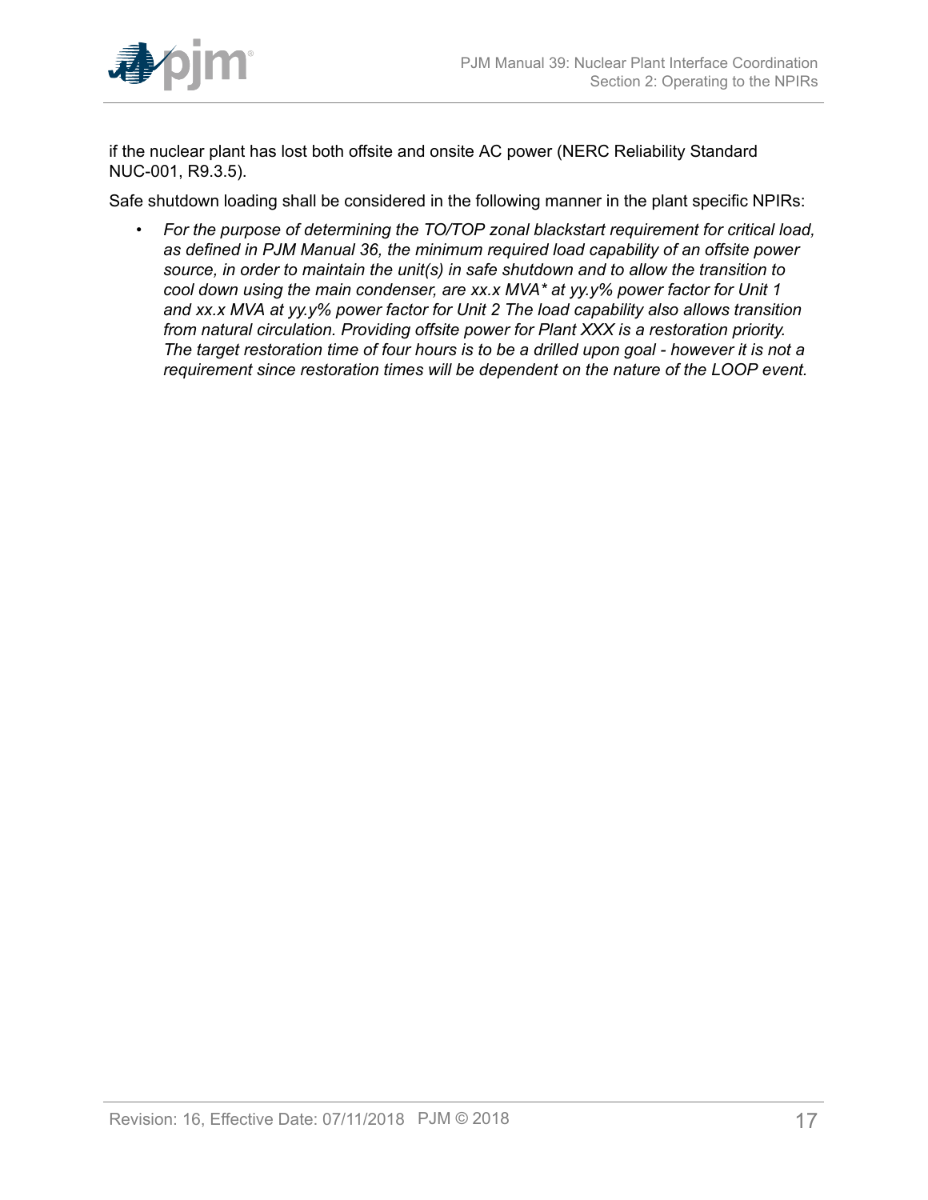if the nuclear plant has lost both offsite and onsite AC power (NERC Reliability Standard NUC-001, R9.3.5).

Safe shutdown loading shall be considered in the following manner in the plant specific NPIRs:

- *For the purpose of determining the TO/TOP zonal blackstart requirement for critical load, as defined in PJM Manual 36, the minimum required load capability of an offsite power source, in order to maintain the unit(s) in safe shutdown and to allow the transition to cool down using the main condenser, are xx.x MVA* at yy.y% power factor for Unit 1 and xx.x MVA at yy.y% power factor for Unit 2 The load capability also allows transition from natural circulation. Providing offsite power for Plant XXX is a restoration priority. The target restoration time of four hours is to be a drilled upon goal - however it is not a requirement since restoration times will be dependent on the nature of the LOOP event.*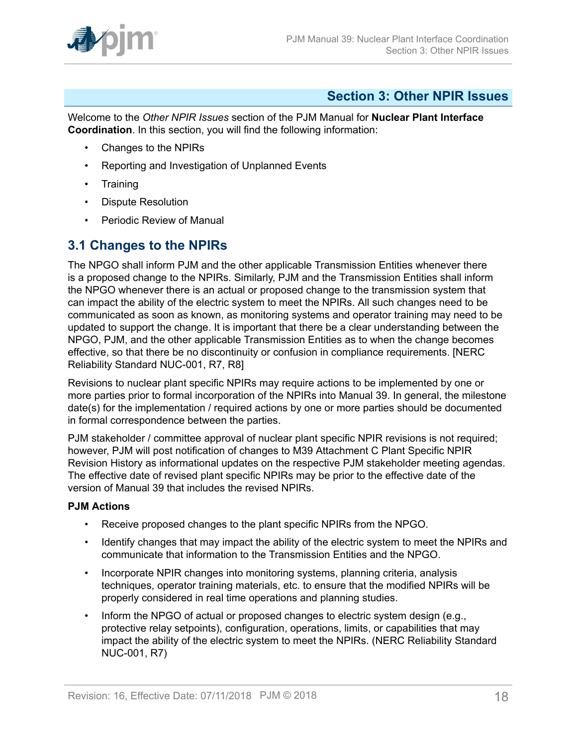# Section 3: Other NPIR Issues

Welcome to the *Other NPIR Issues* section of the PJM Manual for **Nuclear Plant Interface Coordination**. In this section, you will find the following information:

- Changes to the NPIRs
- Reporting and Investigation of Unplanned Events
- Training
- Dispute Resolution
- Periodic Review of Manual

## 3.1 Changes to the NPIRs

The NPGO shall inform PJM and the other applicable Transmission Entities whenever there is a proposed change to the NPIRs. Similarly, PJM and the Transmission Entities shall inform the NPGO whenever there is an actual or proposed change to the transmission system that can impact the ability of the electric system to meet the NPIRs. All such changes need to be communicated as soon as known, as monitoring systems and operator training may need to be updated to support the change. It is important that there be a clear understanding between the NPGO, PJM, and the other applicable Transmission Entities as to when the change becomes effective, so that there be no discontinuity or confusion in compliance requirements. [NERC Reliability Standard NUC-001, R7, R8]

Revisions to nuclear plant specific NPIRs may require actions to be implemented by one or more parties prior to formal incorporation of the NPIRs into Manual 39. In general, the milestone date(s) for the implementation / required actions by one or more parties should be documented in formal correspondence between the parties.

PJM stakeholder / committee approval of nuclear plant specific NPIR revisions is not required; however, PJM will post notification of changes to M39 Attachment C Plant Specific NPIR Revision History as informational updates on the respective PJM stakeholder meeting agendas. The effective date of revised plant specific NPIRs may be prior to the effective date of the version of Manual 39 that includes the revised NPIRs.

**PJM Actions**

- Receive proposed changes to the plant specific NPIRs from the NPGO.
- Identify changes that may impact the ability of the electric system to meet the NPIRs and communicate that information to the Transmission Entities and the NPGO.
- Incorporate NPIR changes into monitoring systems, planning criteria, analysis techniques, operator training materials, etc. to ensure that the modified NPIRs will be properly considered in real time operations and planning studies.
- Inform the NPGO of actual or proposed changes to electric system design (e.g., protective relay setpoints), configuration, operations, limits, or capabilities that may impact the ability of the electric system to meet the NPIRs. (NERC Reliability Standard NUC-001, R7)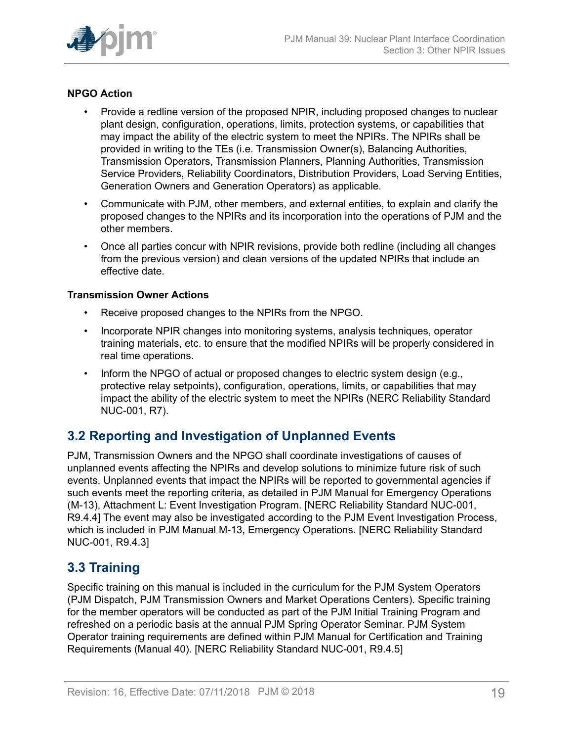**NPGO Action**

- Provide a redline version of the proposed NPIR, including proposed changes to nuclear plant design, configuration, operations, limits, protection systems, or capabilities that may impact the ability of the electric system to meet the NPIRs. The NPIRs shall be provided in writing to the TEs (i.e. Transmission Owner(s), Balancing Authorities, Transmission Operators, Transmission Planners, Planning Authorities, Transmission Service Providers, Reliability Coordinators, Distribution Providers, Load Serving Entities, Generation Owners and Generation Operators) as applicable.
- Communicate with PJM, other members, and external entities, to explain and clarify the proposed changes to the NPIRs and its incorporation into the operations of PJM and the other members.
- Once all parties concur with NPIR revisions, provide both redline (including all changes from the previous version) and clean versions of the updated NPIRs that include an effective date.

**Transmission Owner Actions**

- Receive proposed changes to the NPIRs from the NPGO.
- Incorporate NPIR changes into monitoring systems, analysis techniques, operator training materials, etc. to ensure that the modified NPIRs will be properly considered in real time operations.
- Inform the NPGO of actual or proposed changes to electric system design (e.g., protective relay setpoints), configuration, operations, limits, or capabilities that may impact the ability of the electric system to meet the NPIRs (NERC Reliability Standard NUC-001, R7).

## 3.2 Reporting and Investigation of Unplanned Events

PJM, Transmission Owners and the NPGO shall coordinate investigations of causes of unplanned events affecting the NPIRs and develop solutions to minimize future risk of such events. Unplanned events that impact the NPIRs will be reported to governmental agencies if such events meet the reporting criteria, as detailed in PJM Manual for Emergency Operations (M-13), Attachment L: Event Investigation Program. [NERC Reliability Standard NUC-001, R9.4.4] The event may also be investigated according to the PJM Event Investigation Process, which is included in PJM Manual M-13, Emergency Operations. [NERC Reliability Standard NUC-001, R9.4.3]

## 3.3 Training

Specific training on this manual is included in the curriculum for the PJM System Operators (PJM Dispatch, PJM Transmission Owners and Market Operations Centers). Specific training for the member operators will be conducted as part of the PJM Initial Training Program and refreshed on a periodic basis at the annual PJM Spring Operator Seminar. PJM System Operator training requirements are defined within PJM Manual for Certification and Training Requirements (Manual 40). [NERC Reliability Standard NUC-001, R9.4.5]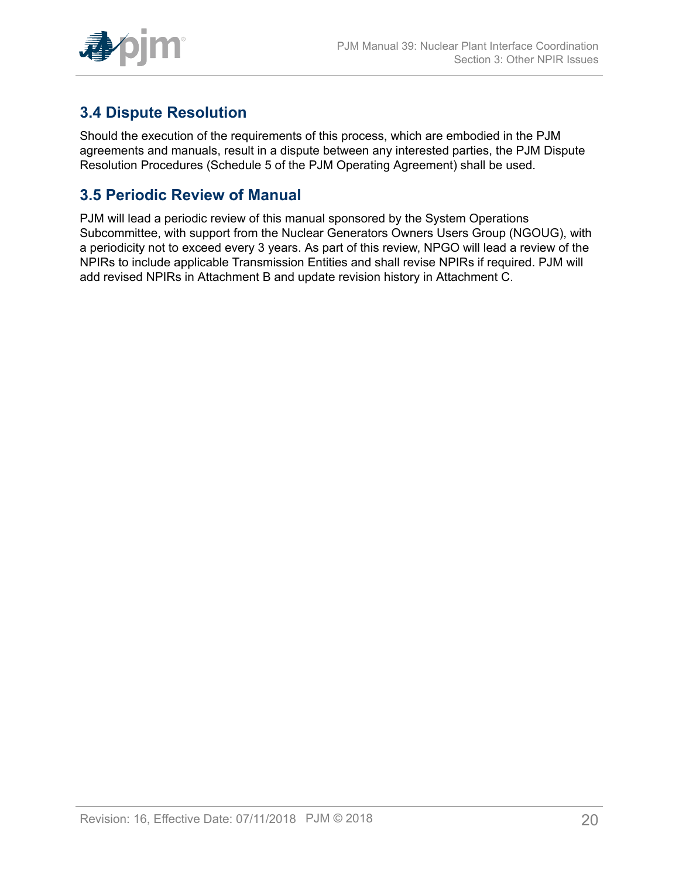## 3.4 Dispute Resolution

Should the execution of the requirements of this process, which are embodied in the PJM agreements and manuals, result in a dispute between any interested parties, the PJM Dispute Resolution Procedures (Schedule 5 of the PJM Operating Agreement) shall be used.

## 3.5 Periodic Review of Manual

PJM will lead a periodic review of this manual sponsored by the System Operations Subcommittee, with support from the Nuclear Generators Owners Users Group (NGOUG), with a periodicity not to exceed every 3 years. As part of this review, NPGO will lead a review of the NPIRs to include applicable Transmission Entities and shall revise NPIRs if required. PJM will add revised NPIRs in Attachment B and update revision history in Attachment C.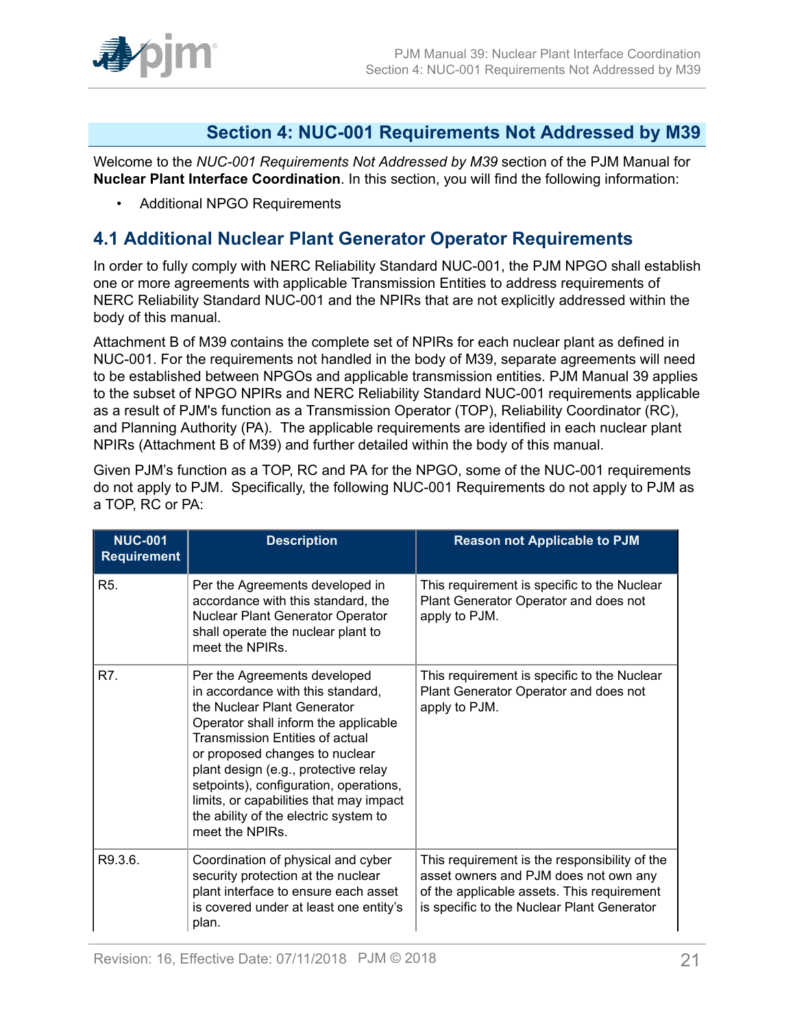## Section 4: NUC-001 Requirements Not Addressed by M39

Welcome to the *NUC-001 Requirements Not Addressed by M39* section of the PJM Manual for **Nuclear Plant Interface Coordination**. In this section, you will find the following information:

- Additional NPGO Requirements

### 4.1 Additional Nuclear Plant Generator Operator Requirements

In order to fully comply with NERC Reliability Standard NUC-001, the PJM NPGO shall establish one or more agreements with applicable Transmission Entities to address requirements of NERC Reliability Standard NUC-001 and the NPIRs that are not explicitly addressed within the body of this manual.

Attachment B of M39 contains the complete set of NPIRs for each nuclear plant as defined in NUC-001. For the requirements not handled in the body of M39, separate agreements will need to be established between NPGOs and applicable transmission entities. PJM Manual 39 applies to the subset of NPGO NPIRs and NERC Reliability Standard NUC-001 requirements applicable as a result of PJM's function as a Transmission Operator (TOP), Reliability Coordinator (RC), and Planning Authority (PA). The applicable requirements are identified in each nuclear plant NPIRs (Attachment B of M39) and further detailed within the body of this manual.

Given PJM's function as a TOP, RC and PA for the NPGO, some of the NUC-001 requirements do not apply to PJM. Specifically, the following NUC-001 Requirements do not apply to PJM as a TOP, RC or PA:

| NUC-001 Requirement | Description | Reason not Applicable to PJM |
|---|---|---|
| R5. | Per the Agreements developed in accordance with this standard, the Nuclear Plant Generator Operator shall operate the nuclear plant to meet the NPIRs. | This requirement is specific to the Nuclear Plant Generator Operator and does not apply to PJM. |
| R7. | Per the Agreements developed in accordance with this standard, the Nuclear Plant Generator Operator shall inform the applicable Transmission Entities of actual or proposed changes to nuclear plant design (e.g., protective relay setpoints), configuration, operations, limits, or capabilities that may impact the ability of the electric system to meet the NPIRs. | This requirement is specific to the Nuclear Plant Generator Operator and does not apply to PJM. |
| R9.3.6. | Coordination of physical and cyber security protection at the nuclear plant interface to ensure each asset is covered under at least one entity's plan. | This requirement is the responsibility of the asset owners and PJM does not own any of the applicable assets. This requirement is specific to the Nuclear Plant Generator |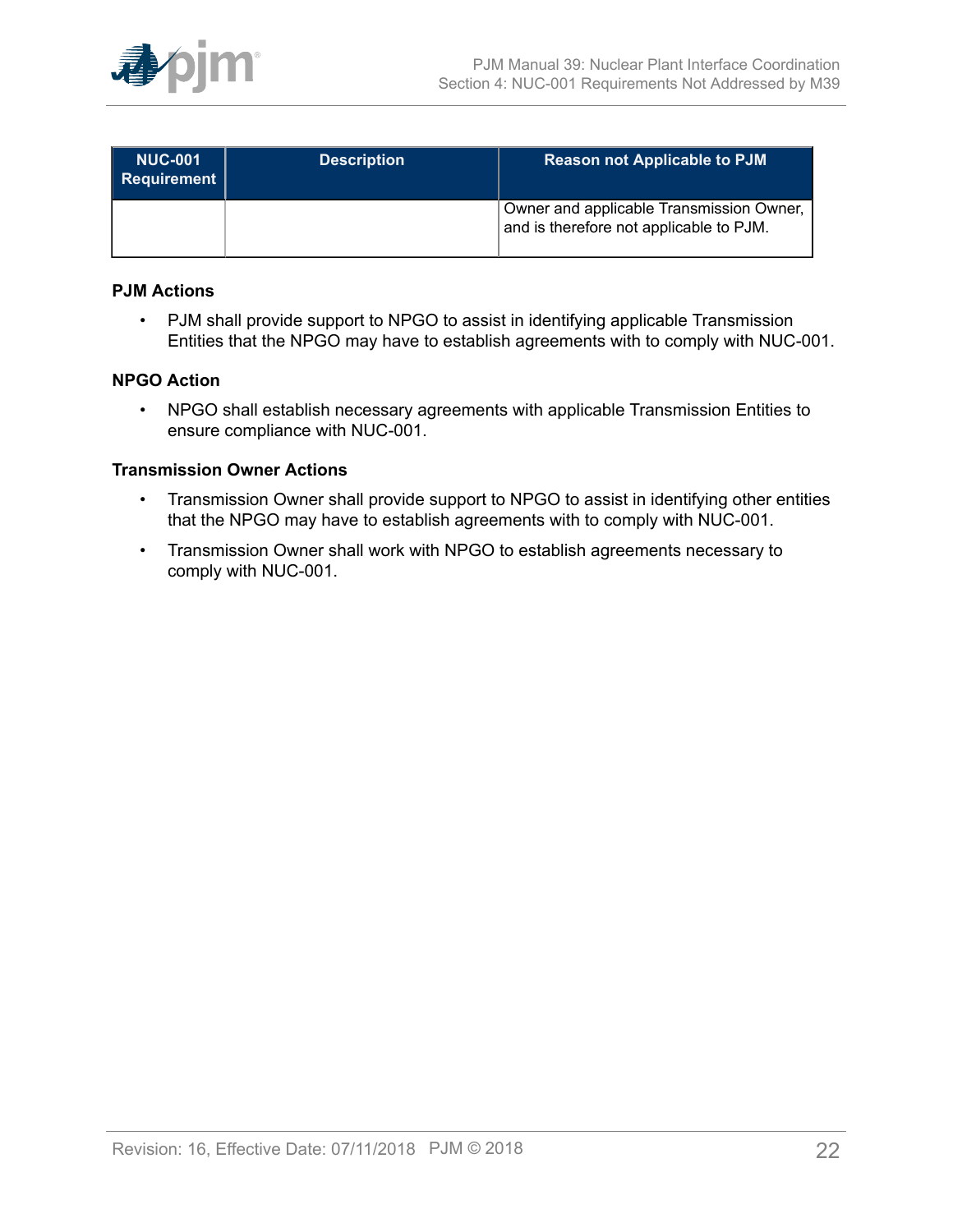| NUC-001 Requirement | Description | Reason not Applicable to PJM |
| --- | --- | --- |
| | | Owner and applicable Transmission Owner, and is therefore not applicable to PJM. |

**PJM Actions**

- PJM shall provide support to NPGO to assist in identifying applicable Transmission Entities that the NPGO may have to establish agreements with to comply with NUC-001.

**NPGO Action**

- NPGO shall establish necessary agreements with applicable Transmission Entities to ensure compliance with NUC-001.

**Transmission Owner Actions**

- Transmission Owner shall provide support to NPGO to assist in identifying other entities that the NPGO may have to establish agreements with to comply with NUC-001.
- Transmission Owner shall work with NPGO to establish agreements necessary to comply with NUC-001.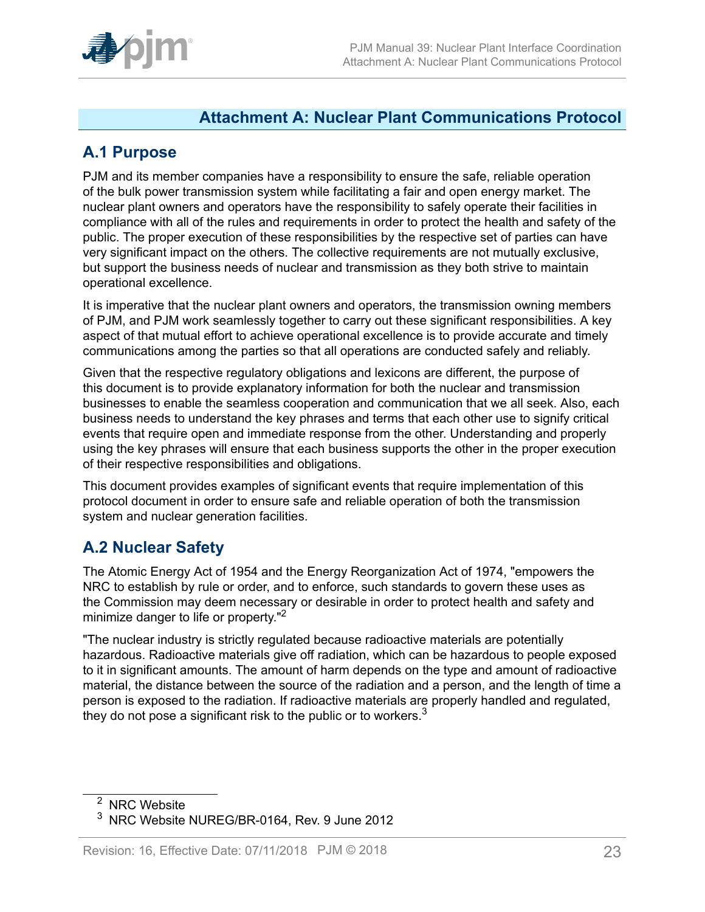# Attachment A: Nuclear Plant Communications Protocol

## A.1 Purpose

PJM and its member companies have a responsibility to ensure the safe, reliable operation of the bulk power transmission system while facilitating a fair and open energy market. The nuclear plant owners and operators have the responsibility to safely operate their facilities in compliance with all of the rules and requirements in order to protect the health and safety of the public. The proper execution of these responsibilities by the respective set of parties can have very significant impact on the others. The collective requirements are not mutually exclusive, but support the business needs of nuclear and transmission as they both strive to maintain operational excellence.

It is imperative that the nuclear plant owners and operators, the transmission owning members of PJM, and PJM work seamlessly together to carry out these significant responsibilities. A key aspect of that mutual effort to achieve operational excellence is to provide accurate and timely communications among the parties so that all operations are conducted safely and reliably.

Given that the respective regulatory obligations and lexicons are different, the purpose of this document is to provide explanatory information for both the nuclear and transmission businesses to enable the seamless cooperation and communication that we all seek. Also, each business needs to understand the key phrases and terms that each other use to signify critical events that require open and immediate response from the other. Understanding and properly using the key phrases will ensure that each business supports the other in the proper execution of their respective responsibilities and obligations.

This document provides examples of significant events that require implementation of this protocol document in order to ensure safe and reliable operation of both the transmission system and nuclear generation facilities.

## A.2 Nuclear Safety

The Atomic Energy Act of 1954 and the Energy Reorganization Act of 1974, "empowers the NRC to establish by rule or order, and to enforce, such standards to govern these uses as the Commission may deem necessary or desirable in order to protect health and safety and minimize danger to life or property."[2]

"The nuclear industry is strictly regulated because radioactive materials are potentially hazardous. Radioactive materials give off radiation, which can be hazardous to people exposed to it in significant amounts. The amount of harm depends on the type and amount of radioactive material, the distance between the source of the radiation and a person, and the length of time a person is exposed to the radiation. If radioactive materials are properly handled and regulated, they do not pose a significant risk to the public or to workers.[3]

---

[2] NRC Website

[3] NRC Website NUREG/BR-0164, Rev. 9 June 2012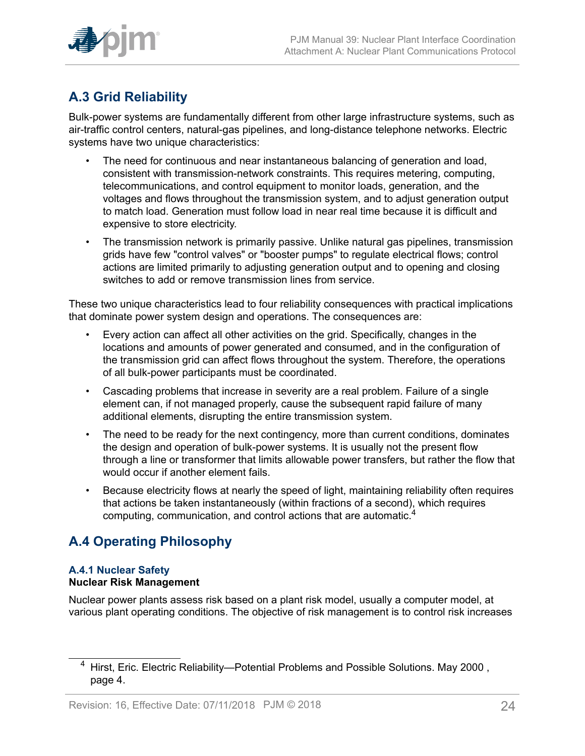## A.3 Grid Reliability

Bulk-power systems are fundamentally different from other large infrastructure systems, such as air-traffic control centers, natural-gas pipelines, and long-distance telephone networks. Electric systems have two unique characteristics:

- The need for continuous and near instantaneous balancing of generation and load, consistent with transmission-network constraints. This requires metering, computing, telecommunications, and control equipment to monitor loads, generation, and the voltages and flows throughout the transmission system, and to adjust generation output to match load. Generation must follow load in near real time because it is difficult and expensive to store electricity.
- The transmission network is primarily passive. Unlike natural gas pipelines, transmission grids have few "control valves" or "booster pumps" to regulate electrical flows; control actions are limited primarily to adjusting generation output and to opening and closing switches to add or remove transmission lines from service.

These two unique characteristics lead to four reliability consequences with practical implications that dominate power system design and operations. The consequences are:

- Every action can affect all other activities on the grid. Specifically, changes in the locations and amounts of power generated and consumed, and in the configuration of the transmission grid can affect flows throughout the system. Therefore, the operations of all bulk-power participants must be coordinated.
- Cascading problems that increase in severity are a real problem. Failure of a single element can, if not managed properly, cause the subsequent rapid failure of many additional elements, disrupting the entire transmission system.
- The need to be ready for the next contingency, more than current conditions, dominates the design and operation of bulk-power systems. It is usually not the present flow through a line or transformer that limits allowable power transfers, but rather the flow that would occur if another element fails.
- Because electricity flows at nearly the speed of light, maintaining reliability often requires that actions be taken instantaneously (within fractions of a second), which requires computing, communication, and control actions that are automatic.[4]

## A.4 Operating Philosophy

### A.4.1 Nuclear Safety

**Nuclear Risk Management**

Nuclear power plants assess risk based on a plant risk model, usually a computer model, at various plant operating conditions. The objective of risk management is to control risk increases

---

[4] Hirst, Eric. Electric Reliability—Potential Problems and Possible Solutions. May 2000 , page 4.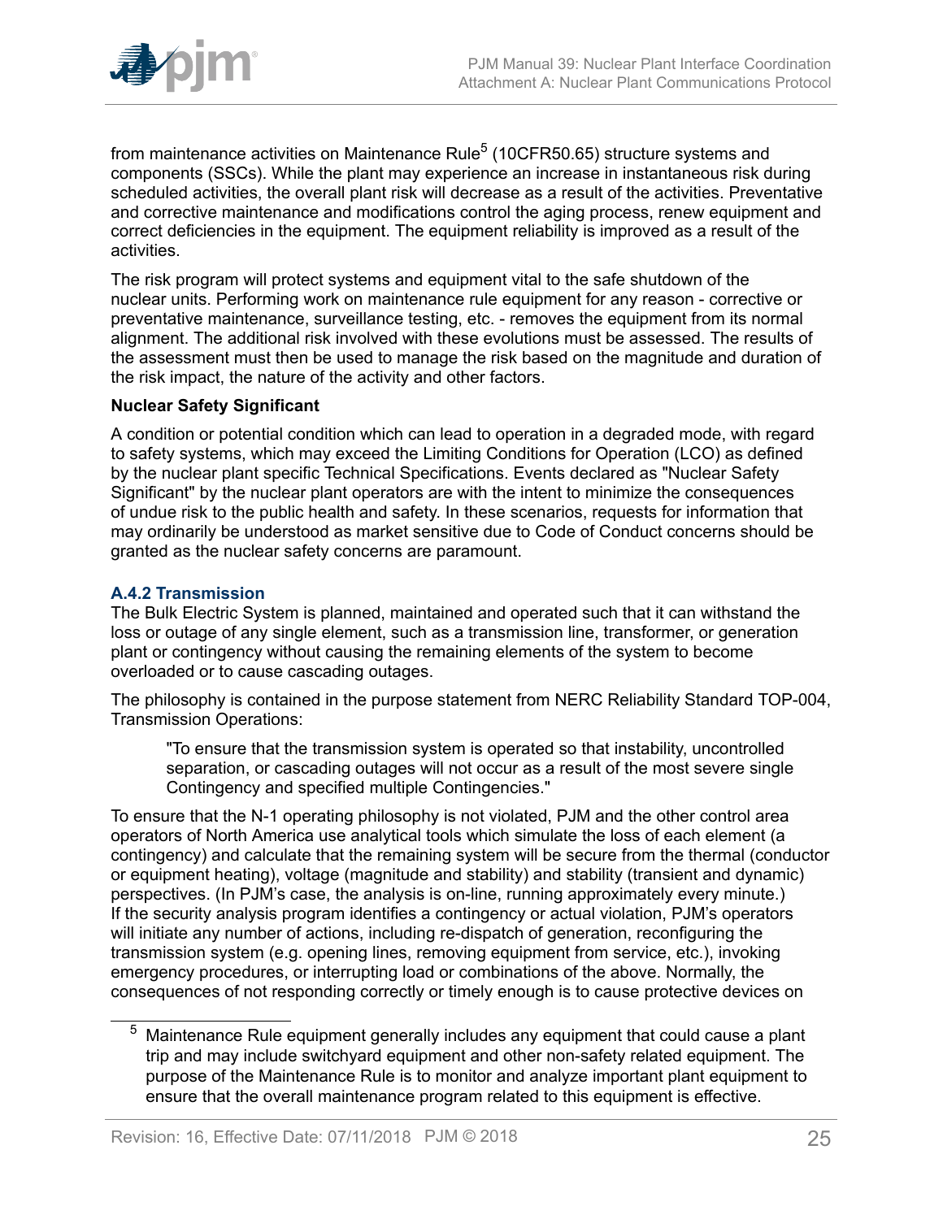from maintenance activities on Maintenance Rule[5] (10CFR50.65) structure systems and components (SSCs). While the plant may experience an increase in instantaneous risk during scheduled activities, the overall plant risk will decrease as a result of the activities. Preventative and corrective maintenance and modifications control the aging process, renew equipment and correct deficiencies in the equipment. The equipment reliability is improved as a result of the activities.

The risk program will protect systems and equipment vital to the safe shutdown of the nuclear units. Performing work on maintenance rule equipment for any reason - corrective or preventative maintenance, surveillance testing, etc. - removes the equipment from its normal alignment. The additional risk involved with these evolutions must be assessed. The results of the assessment must then be used to manage the risk based on the magnitude and duration of the risk impact, the nature of the activity and other factors.

**Nuclear Safety Significant**

A condition or potential condition which can lead to operation in a degraded mode, with regard to safety systems, which may exceed the Limiting Conditions for Operation (LCO) as defined by the nuclear plant specific Technical Specifications. Events declared as "Nuclear Safety Significant" by the nuclear plant operators are with the intent to minimize the consequences of undue risk to the public health and safety. In these scenarios, requests for information that may ordinarily be understood as market sensitive due to Code of Conduct concerns should be granted as the nuclear safety concerns are paramount.

### A.4.2 Transmission

The Bulk Electric System is planned, maintained and operated such that it can withstand the loss or outage of any single element, such as a transmission line, transformer, or generation plant or contingency without causing the remaining elements of the system to become overloaded or to cause cascading outages.

The philosophy is contained in the purpose statement from NERC Reliability Standard TOP-004, Transmission Operations:

> "To ensure that the transmission system is operated so that instability, uncontrolled separation, or cascading outages will not occur as a result of the most severe single Contingency and specified multiple Contingencies."

To ensure that the N-1 operating philosophy is not violated, PJM and the other control area operators of North America use analytical tools which simulate the loss of each element (a contingency) and calculate that the remaining system will be secure from the thermal (conductor or equipment heating), voltage (magnitude and stability) and stability (transient and dynamic) perspectives. (In PJM's case, the analysis is on-line, running approximately every minute.) If the security analysis program identifies a contingency or actual violation, PJM's operators will initiate any number of actions, including re-dispatch of generation, reconfiguring the transmission system (e.g. opening lines, removing equipment from service, etc.), invoking emergency procedures, or interrupting load or combinations of the above. Normally, the consequences of not responding correctly or timely enough is to cause protective devices on

[5] Maintenance Rule equipment generally includes any equipment that could cause a plant trip and may include switchyard equipment and other non-safety related equipment. The purpose of the Maintenance Rule is to monitor and analyze important plant equipment to ensure that the overall maintenance program related to this equipment is effective.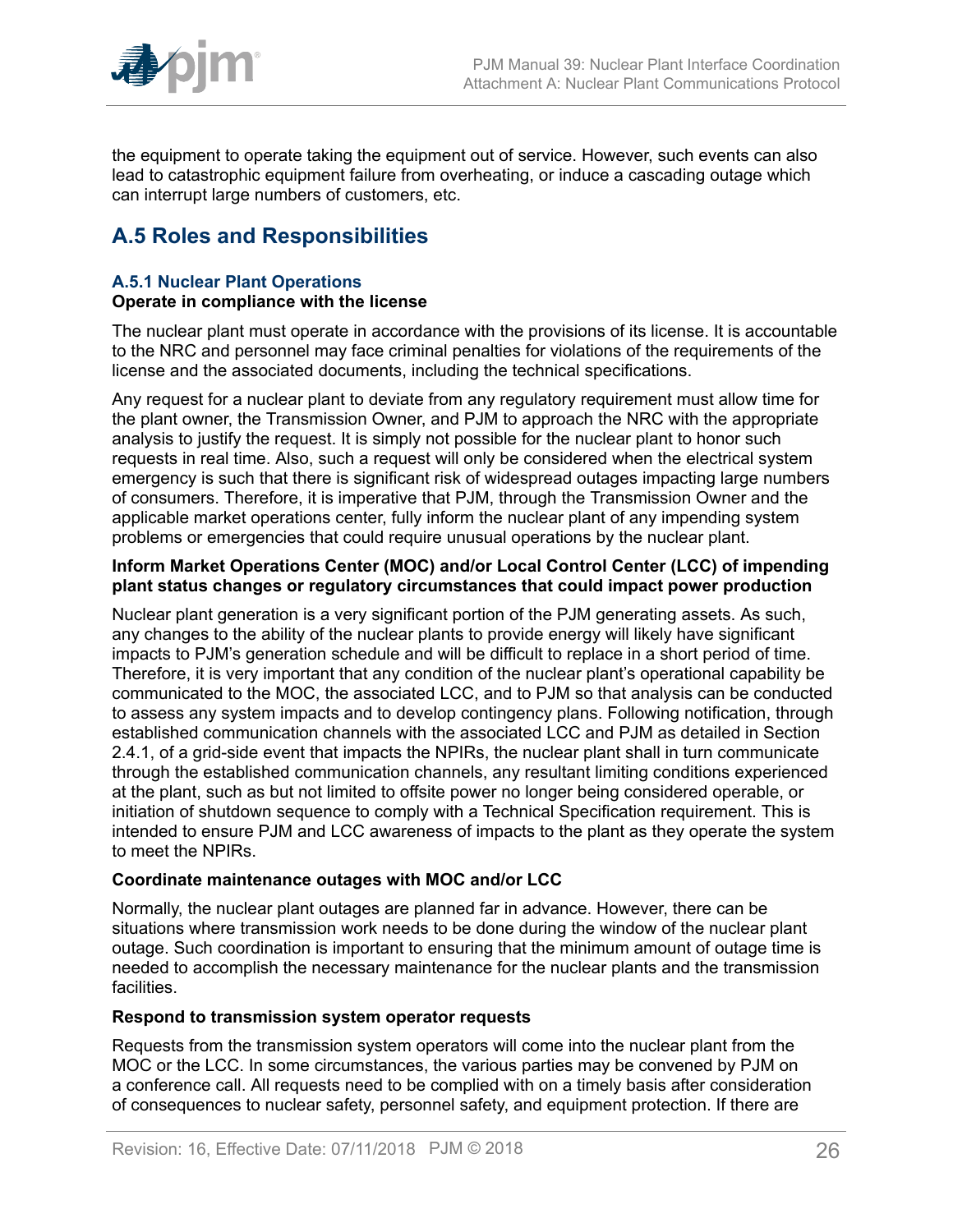the equipment to operate taking the equipment out of service. However, such events can also lead to catastrophic equipment failure from overheating, or induce a cascading outage which can interrupt large numbers of customers, etc.

## A.5 Roles and Responsibilities

### A.5.1 Nuclear Plant Operations

**Operate in compliance with the license**

The nuclear plant must operate in accordance with the provisions of its license. It is accountable to the NRC and personnel may face criminal penalties for violations of the requirements of the license and the associated documents, including the technical specifications.

Any request for a nuclear plant to deviate from any regulatory requirement must allow time for the plant owner, the Transmission Owner, and PJM to approach the NRC with the appropriate analysis to justify the request. It is simply not possible for the nuclear plant to honor such requests in real time. Also, such a request will only be considered when the electrical system emergency is such that there is significant risk of widespread outages impacting large numbers of consumers. Therefore, it is imperative that PJM, through the Transmission Owner and the applicable market operations center, fully inform the nuclear plant of any impending system problems or emergencies that could require unusual operations by the nuclear plant.

**Inform Market Operations Center (MOC) and/or Local Control Center (LCC) of impending plant status changes or regulatory circumstances that could impact power production**

Nuclear plant generation is a very significant portion of the PJM generating assets. As such, any changes to the ability of the nuclear plants to provide energy will likely have significant impacts to PJM's generation schedule and will be difficult to replace in a short period of time. Therefore, it is very important that any condition of the nuclear plant's operational capability be communicated to the MOC, the associated LCC, and to PJM so that analysis can be conducted to assess any system impacts and to develop contingency plans. Following notification, through established communication channels with the associated LCC and PJM as detailed in Section 2.4.1, of a grid-side event that impacts the NPIRs, the nuclear plant shall in turn communicate through the established communication channels, any resultant limiting conditions experienced at the plant, such as but not limited to offsite power no longer being considered operable, or initiation of shutdown sequence to comply with a Technical Specification requirement. This is intended to ensure PJM and LCC awareness of impacts to the plant as they operate the system to meet the NPIRs.

**Coordinate maintenance outages with MOC and/or LCC**

Normally, the nuclear plant outages are planned far in advance. However, there can be situations where transmission work needs to be done during the window of the nuclear plant outage. Such coordination is important to ensuring that the minimum amount of outage time is needed to accomplish the necessary maintenance for the nuclear plants and the transmission facilities.

**Respond to transmission system operator requests**

Requests from the transmission system operators will come into the nuclear plant from the MOC or the LCC. In some circumstances, the various parties may be convened by PJM on a conference call. All requests need to be complied with on a timely basis after consideration of consequences to nuclear safety, personnel safety, and equipment protection. If there are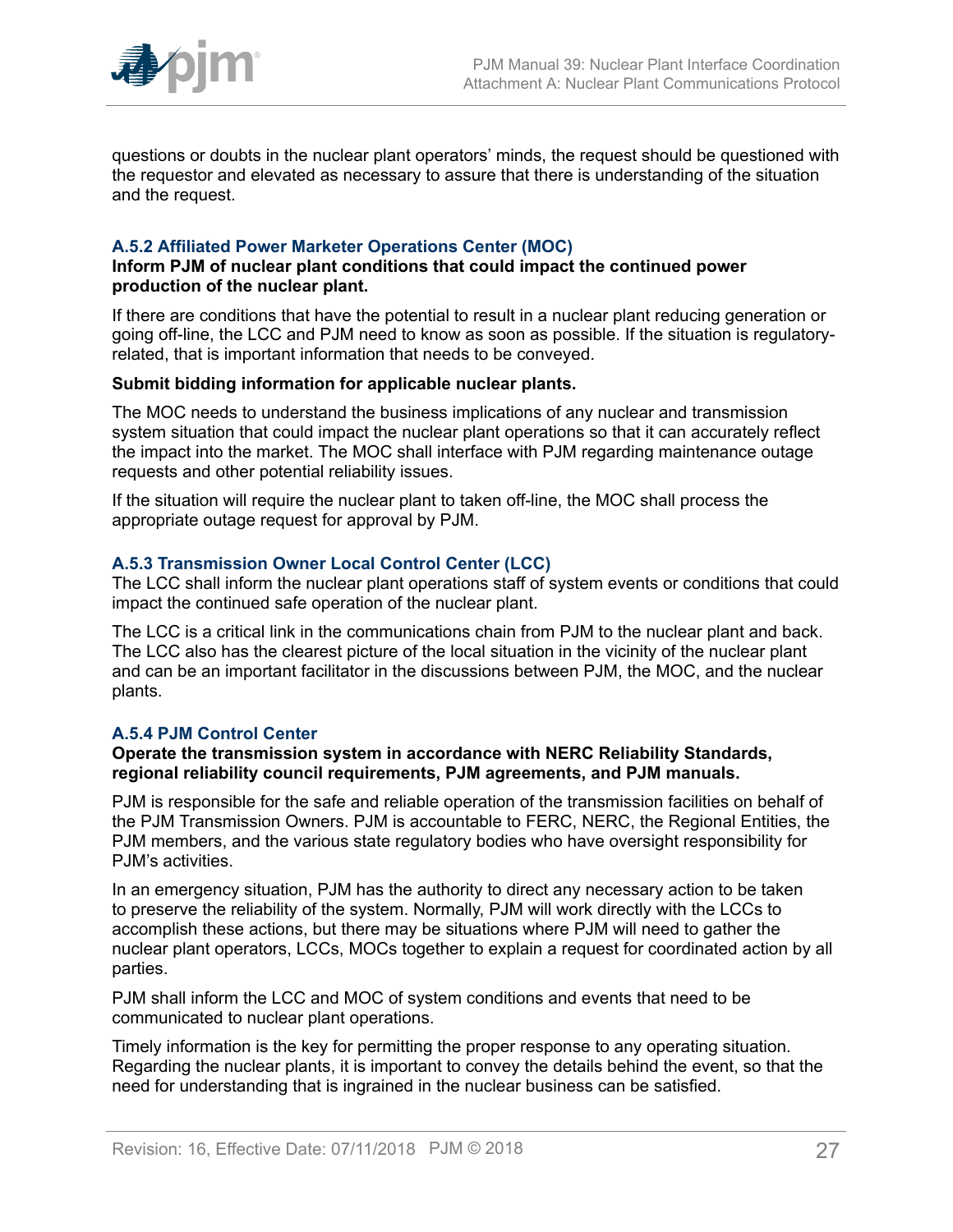questions or doubts in the nuclear plant operators' minds, the request should be questioned with the requestor and elevated as necessary to assure that there is understanding of the situation and the request.

### A.5.2 Affiliated Power Marketer Operations Center (MOC)

**Inform PJM of nuclear plant conditions that could impact the continued power production of the nuclear plant.**

If there are conditions that have the potential to result in a nuclear plant reducing generation or going off-line, the LCC and PJM need to know as soon as possible. If the situation is regulatory-related, that is important information that needs to be conveyed.

**Submit bidding information for applicable nuclear plants.**

The MOC needs to understand the business implications of any nuclear and transmission system situation that could impact the nuclear plant operations so that it can accurately reflect the impact into the market. The MOC shall interface with PJM regarding maintenance outage requests and other potential reliability issues.

If the situation will require the nuclear plant to taken off-line, the MOC shall process the appropriate outage request for approval by PJM.

### A.5.3 Transmission Owner Local Control Center (LCC)

The LCC shall inform the nuclear plant operations staff of system events or conditions that could impact the continued safe operation of the nuclear plant.

The LCC is a critical link in the communications chain from PJM to the nuclear plant and back. The LCC also has the clearest picture of the local situation in the vicinity of the nuclear plant and can be an important facilitator in the discussions between PJM, the MOC, and the nuclear plants.

### A.5.4 PJM Control Center

**Operate the transmission system in accordance with NERC Reliability Standards, regional reliability council requirements, PJM agreements, and PJM manuals.**

PJM is responsible for the safe and reliable operation of the transmission facilities on behalf of the PJM Transmission Owners. PJM is accountable to FERC, NERC, the Regional Entities, the PJM members, and the various state regulatory bodies who have oversight responsibility for PJM's activities.

In an emergency situation, PJM has the authority to direct any necessary action to be taken to preserve the reliability of the system. Normally, PJM will work directly with the LCCs to accomplish these actions, but there may be situations where PJM will need to gather the nuclear plant operators, LCCs, MOCs together to explain a request for coordinated action by all parties.

PJM shall inform the LCC and MOC of system conditions and events that need to be communicated to nuclear plant operations.

Timely information is the key for permitting the proper response to any operating situation. Regarding the nuclear plants, it is important to convey the details behind the event, so that the need for understanding that is ingrained in the nuclear business can be satisfied.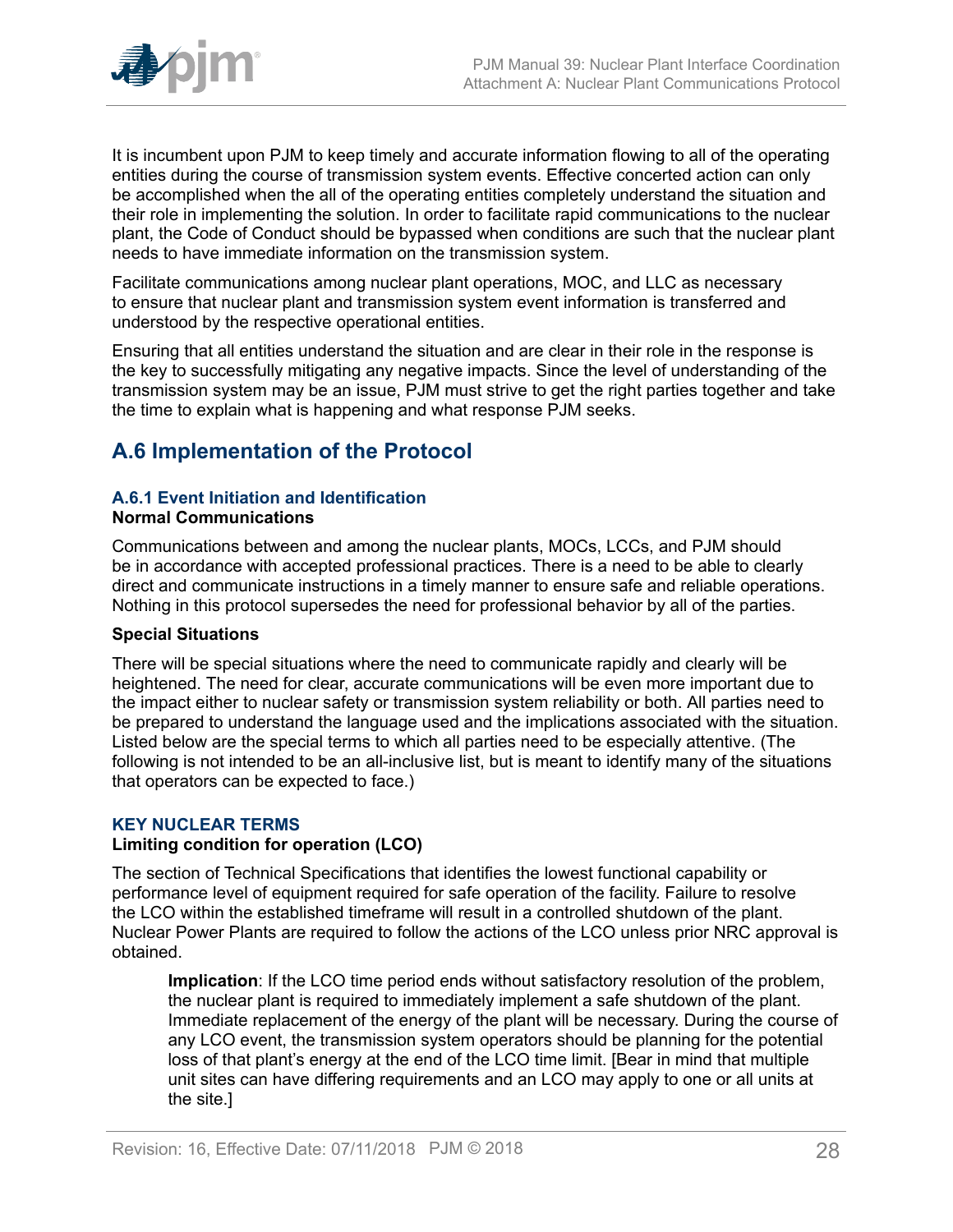It is incumbent upon PJM to keep timely and accurate information flowing to all of the operating entities during the course of transmission system events. Effective concerted action can only be accomplished when the all of the operating entities completely understand the situation and their role in implementing the solution. In order to facilitate rapid communications to the nuclear plant, the Code of Conduct should be bypassed when conditions are such that the nuclear plant needs to have immediate information on the transmission system.

Facilitate communications among nuclear plant operations, MOC, and LLC as necessary to ensure that nuclear plant and transmission system event information is transferred and understood by the respective operational entities.

Ensuring that all entities understand the situation and are clear in their role in the response is the key to successfully mitigating any negative impacts. Since the level of understanding of the transmission system may be an issue, PJM must strive to get the right parties together and take the time to explain what is happening and what response PJM seeks.

## A.6 Implementation of the Protocol

### A.6.1 Event Initiation and Identification

**Normal Communications**

Communications between and among the nuclear plants, MOCs, LCCs, and PJM should be in accordance with accepted professional practices. There is a need to be able to clearly direct and communicate instructions in a timely manner to ensure safe and reliable operations. Nothing in this protocol supersedes the need for professional behavior by all of the parties.

**Special Situations**

There will be special situations where the need to communicate rapidly and clearly will be heightened. The need for clear, accurate communications will be even more important due to the impact either to nuclear safety or transmission system reliability or both. All parties need to be prepared to understand the language used and the implications associated with the situation. Listed below are the special terms to which all parties need to be especially attentive. (The following is not intended to be an all-inclusive list, but is meant to identify many of the situations that operators can be expected to face.)

#### KEY NUCLEAR TERMS

**Limiting condition for operation (LCO)**

The section of Technical Specifications that identifies the lowest functional capability or performance level of equipment required for safe operation of the facility. Failure to resolve the LCO within the established timeframe will result in a controlled shutdown of the plant. Nuclear Power Plants are required to follow the actions of the LCO unless prior NRC approval is obtained.

> **Implication**: If the LCO time period ends without satisfactory resolution of the problem, the nuclear plant is required to immediately implement a safe shutdown of the plant. Immediate replacement of the energy of the plant will be necessary. During the course of any LCO event, the transmission system operators should be planning for the potential loss of that plant's energy at the end of the LCO time limit. [Bear in mind that multiple unit sites can have differing requirements and an LCO may apply to one or all units at the site.]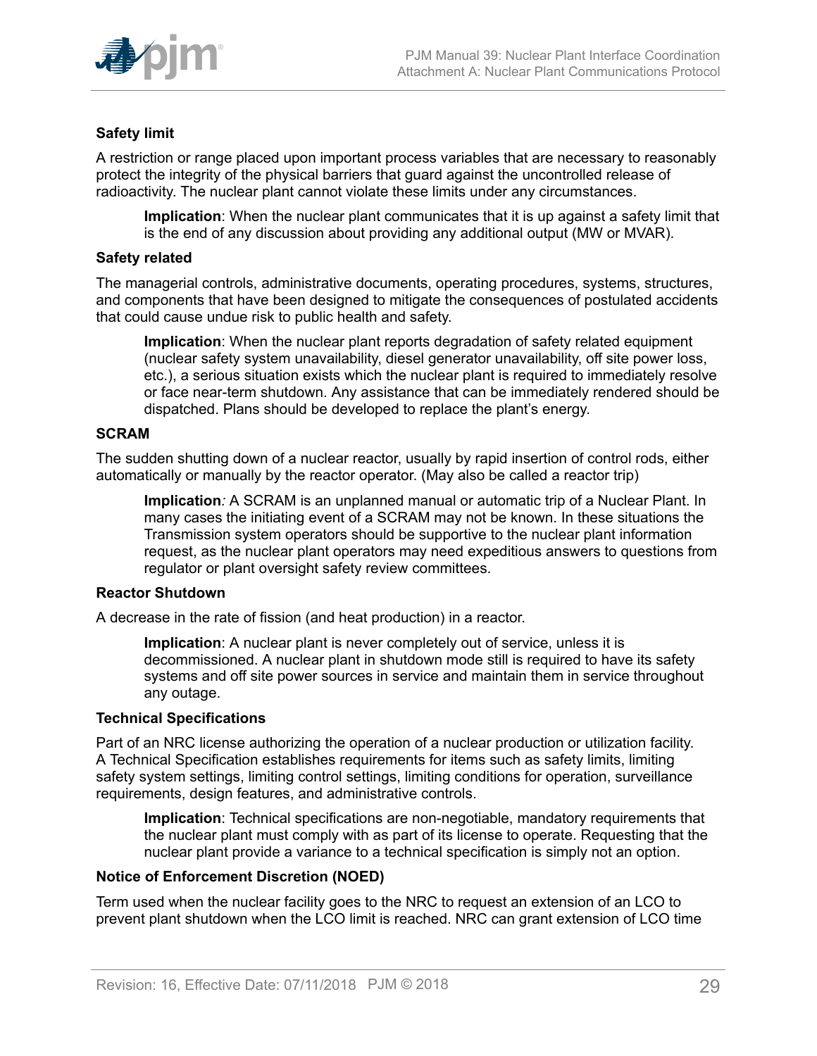**Safety limit**

A restriction or range placed upon important process variables that are necessary to reasonably protect the integrity of the physical barriers that guard against the uncontrolled release of radioactivity. The nuclear plant cannot violate these limits under any circumstances.

> **Implication**: When the nuclear plant communicates that it is up against a safety limit that is the end of any discussion about providing any additional output (MW or MVAR).

**Safety related**

The managerial controls, administrative documents, operating procedures, systems, structures, and components that have been designed to mitigate the consequences of postulated accidents that could cause undue risk to public health and safety.

> **Implication**: When the nuclear plant reports degradation of safety related equipment (nuclear safety system unavailability, diesel generator unavailability, off site power loss, etc.), a serious situation exists which the nuclear plant is required to immediately resolve or face near-term shutdown. Any assistance that can be immediately rendered should be dispatched. Plans should be developed to replace the plant's energy.

**SCRAM**

The sudden shutting down of a nuclear reactor, usually by rapid insertion of control rods, either automatically or manually by the reactor operator. (May also be called a reactor trip)

> **Implication**: A SCRAM is an unplanned manual or automatic trip of a Nuclear Plant. In many cases the initiating event of a SCRAM may not be known. In these situations the Transmission system operators should be supportive to the nuclear plant information request, as the nuclear plant operators may need expeditious answers to questions from regulator or plant oversight safety review committees.

**Reactor Shutdown**

A decrease in the rate of fission (and heat production) in a reactor.

> **Implication**: A nuclear plant is never completely out of service, unless it is decommissioned. A nuclear plant in shutdown mode still is required to have its safety systems and off site power sources in service and maintain them in service throughout any outage.

**Technical Specifications**

Part of an NRC license authorizing the operation of a nuclear production or utilization facility. A Technical Specification establishes requirements for items such as safety limits, limiting safety system settings, limiting control settings, limiting conditions for operation, surveillance requirements, design features, and administrative controls.

> **Implication**: Technical specifications are non-negotiable, mandatory requirements that the nuclear plant must comply with as part of its license to operate. Requesting that the nuclear plant provide a variance to a technical specification is simply not an option.

**Notice of Enforcement Discretion (NOED)**

Term used when the nuclear facility goes to the NRC to request an extension of an LCO to prevent plant shutdown when the LCO limit is reached. NRC can grant extension of LCO time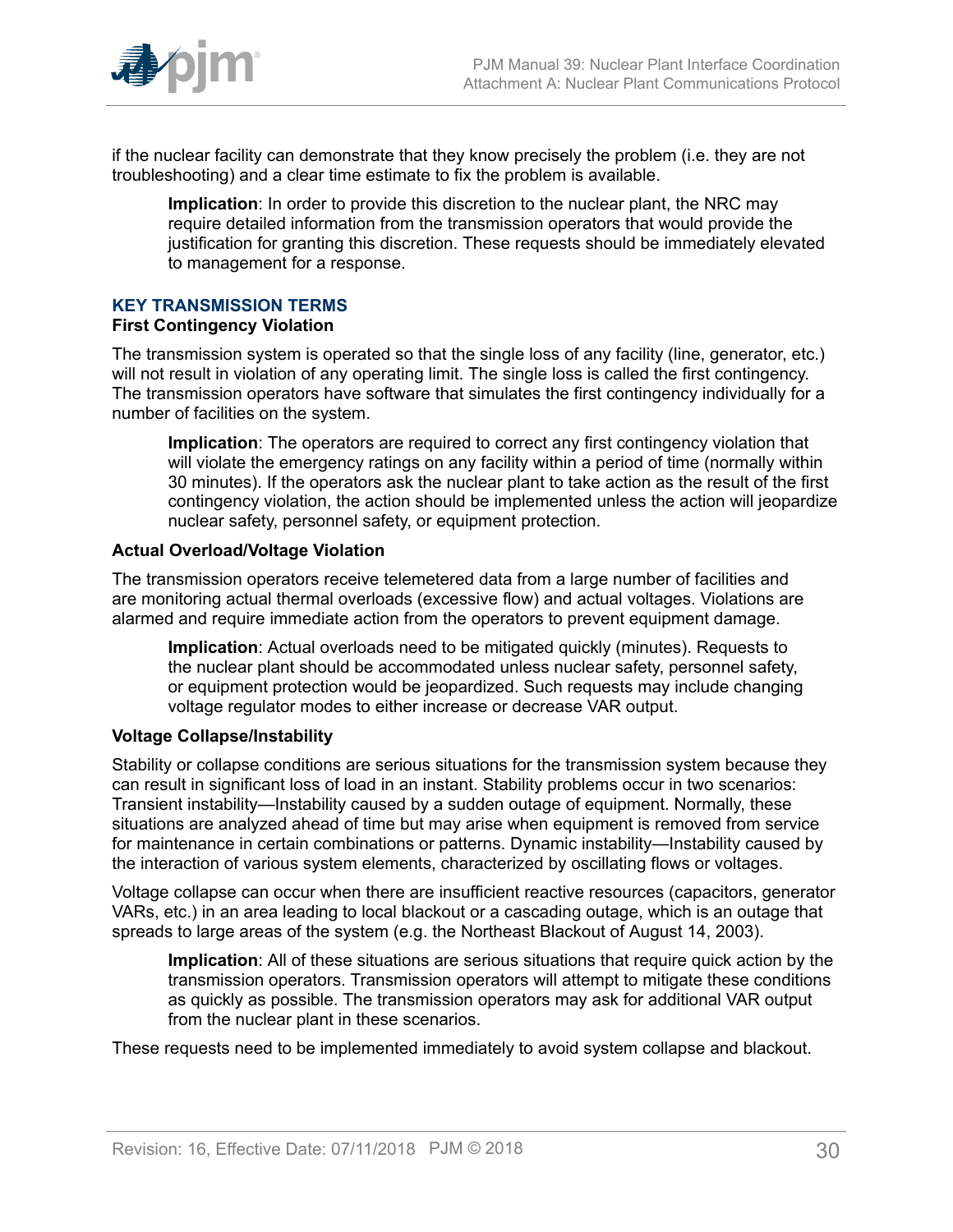if the nuclear facility can demonstrate that they know precisely the problem (i.e. they are not troubleshooting) and a clear time estimate to fix the problem is available.

> **Implication**: In order to provide this discretion to the nuclear plant, the NRC may require detailed information from the transmission operators that would provide the justification for granting this discretion. These requests should be immediately elevated to management for a response.

## KEY TRANSMISSION TERMS

### First Contingency Violation

The transmission system is operated so that the single loss of any facility (line, generator, etc.) will not result in violation of any operating limit. The single loss is called the first contingency. The transmission operators have software that simulates the first contingency individually for a number of facilities on the system.

> **Implication**: The operators are required to correct any first contingency violation that will violate the emergency ratings on any facility within a period of time (normally within 30 minutes). If the operators ask the nuclear plant to take action as the result of the first contingency violation, the action should be implemented unless the action will jeopardize nuclear safety, personnel safety, or equipment protection.

### Actual Overload/Voltage Violation

The transmission operators receive telemetered data from a large number of facilities and are monitoring actual thermal overloads (excessive flow) and actual voltages. Violations are alarmed and require immediate action from the operators to prevent equipment damage.

> **Implication**: Actual overloads need to be mitigated quickly (minutes). Requests to the nuclear plant should be accommodated unless nuclear safety, personnel safety, or equipment protection would be jeopardized. Such requests may include changing voltage regulator modes to either increase or decrease VAR output.

### Voltage Collapse/Instability

Stability or collapse conditions are serious situations for the transmission system because they can result in significant loss of load in an instant. Stability problems occur in two scenarios: Transient instability—Instability caused by a sudden outage of equipment. Normally, these situations are analyzed ahead of time but may arise when equipment is removed from service for maintenance in certain combinations or patterns. Dynamic instability—Instability caused by the interaction of various system elements, characterized by oscillating flows or voltages.

Voltage collapse can occur when there are insufficient reactive resources (capacitors, generator VARs, etc.) in an area leading to local blackout or a cascading outage, which is an outage that spreads to large areas of the system (e.g. the Northeast Blackout of August 14, 2003).

> **Implication**: All of these situations are serious situations that require quick action by the transmission operators. Transmission operators will attempt to mitigate these conditions as quickly as possible. The transmission operators may ask for additional VAR output from the nuclear plant in these scenarios.

These requests need to be implemented immediately to avoid system collapse and blackout.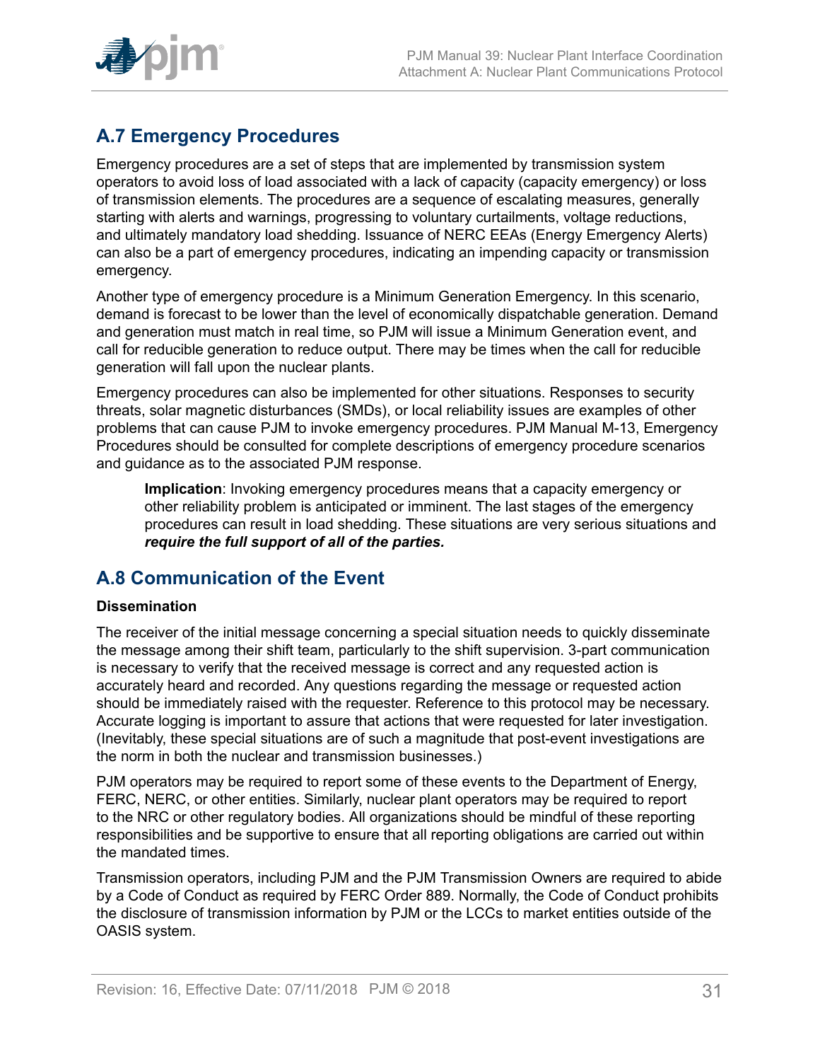## A.7 Emergency Procedures

Emergency procedures are a set of steps that are implemented by transmission system operators to avoid loss of load associated with a lack of capacity (capacity emergency) or loss of transmission elements. The procedures are a sequence of escalating measures, generally starting with alerts and warnings, progressing to voluntary curtailments, voltage reductions, and ultimately mandatory load shedding. Issuance of NERC EEAs (Energy Emergency Alerts) can also be a part of emergency procedures, indicating an impending capacity or transmission emergency.

Another type of emergency procedure is a Minimum Generation Emergency. In this scenario, demand is forecast to be lower than the level of economically dispatchable generation. Demand and generation must match in real time, so PJM will issue a Minimum Generation event, and call for reducible generation to reduce output. There may be times when the call for reducible generation will fall upon the nuclear plants.

Emergency procedures can also be implemented for other situations. Responses to security threats, solar magnetic disturbances (SMDs), or local reliability issues are examples of other problems that can cause PJM to invoke emergency procedures. PJM Manual M-13, Emergency Procedures should be consulted for complete descriptions of emergency procedure scenarios and guidance as to the associated PJM response.

> **Implication**: Invoking emergency procedures means that a capacity emergency or other reliability problem is anticipated or imminent. The last stages of the emergency procedures can result in load shedding. These situations are very serious situations and ***require the full support of all of the parties.***

## A.8 Communication of the Event

**Dissemination**

The receiver of the initial message concerning a special situation needs to quickly disseminate the message among their shift team, particularly to the shift supervision. 3-part communication is necessary to verify that the received message is correct and any requested action is accurately heard and recorded. Any questions regarding the message or requested action should be immediately raised with the requester. Reference to this protocol may be necessary. Accurate logging is important to assure that actions that were requested for later investigation. (Inevitably, these special situations are of such a magnitude that post-event investigations are the norm in both the nuclear and transmission businesses.)

PJM operators may be required to report some of these events to the Department of Energy, FERC, NERC, or other entities. Similarly, nuclear plant operators may be required to report to the NRC or other regulatory bodies. All organizations should be mindful of these reporting responsibilities and be supportive to ensure that all reporting obligations are carried out within the mandated times.

Transmission operators, including PJM and the PJM Transmission Owners are required to abide by a Code of Conduct as required by FERC Order 889. Normally, the Code of Conduct prohibits the disclosure of transmission information by PJM or the LCCs to market entities outside of the OASIS system.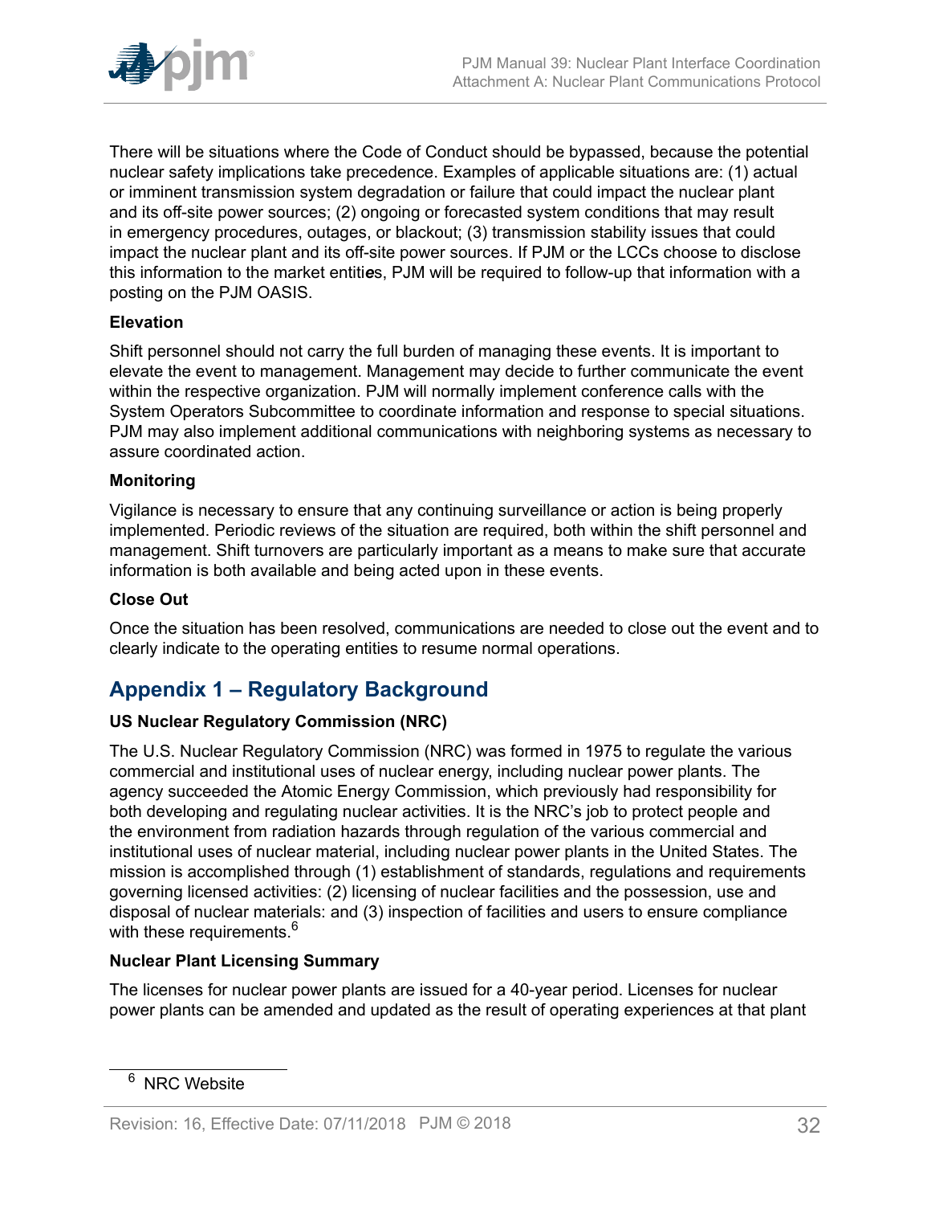There will be situations where the Code of Conduct should be bypassed, because the potential nuclear safety implications take precedence. Examples of applicable situations are: (1) actual or imminent transmission system degradation or failure that could impact the nuclear plant and its off-site power sources; (2) ongoing or forecasted system conditions that may result in emergency procedures, outages, or blackout; (3) transmission stability issues that could impact the nuclear plant and its off-site power sources. If PJM or the LCCs choose to disclose this information to the market entities, PJM will be required to follow-up that information with a posting on the PJM OASIS.

**Elevation**

Shift personnel should not carry the full burden of managing these events. It is important to elevate the event to management. Management may decide to further communicate the event within the respective organization. PJM will normally implement conference calls with the System Operators Subcommittee to coordinate information and response to special situations. PJM may also implement additional communications with neighboring systems as necessary to assure coordinated action.

**Monitoring**

Vigilance is necessary to ensure that any continuing surveillance or action is being properly implemented. Periodic reviews of the situation are required, both within the shift personnel and management. Shift turnovers are particularly important as a means to make sure that accurate information is both available and being acted upon in these events.

**Close Out**

Once the situation has been resolved, communications are needed to close out the event and to clearly indicate to the operating entities to resume normal operations.

## Appendix 1 – Regulatory Background

**US Nuclear Regulatory Commission (NRC)**

The U.S. Nuclear Regulatory Commission (NRC) was formed in 1975 to regulate the various commercial and institutional uses of nuclear energy, including nuclear power plants. The agency succeeded the Atomic Energy Commission, which previously had responsibility for both developing and regulating nuclear activities. It is the NRC's job to protect people and the environment from radiation hazards through regulation of the various commercial and institutional uses of nuclear material, including nuclear power plants in the United States. The mission is accomplished through (1) establishment of standards, regulations and requirements governing licensed activities: (2) licensing of nuclear facilities and the possession, use and disposal of nuclear materials: and (3) inspection of facilities and users to ensure compliance with these requirements.[6]

**Nuclear Plant Licensing Summary**

The licenses for nuclear power plants are issued for a 40-year period. Licenses for nuclear power plants can be amended and updated as the result of operating experiences at that plant

[6] NRC Website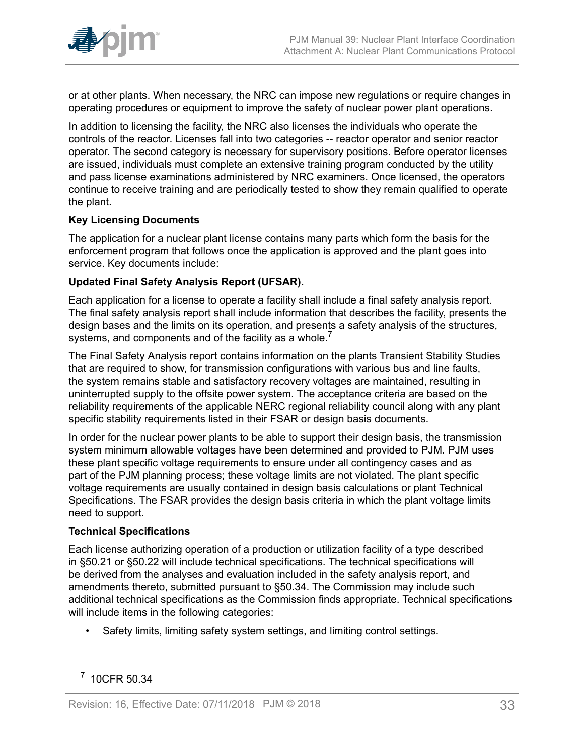or at other plants. When necessary, the NRC can impose new regulations or require changes in operating procedures or equipment to improve the safety of nuclear power plant operations.

In addition to licensing the facility, the NRC also licenses the individuals who operate the controls of the reactor. Licenses fall into two categories -- reactor operator and senior reactor operator. The second category is necessary for supervisory positions. Before operator licenses are issued, individuals must complete an extensive training program conducted by the utility and pass license examinations administered by NRC examiners. Once licensed, the operators continue to receive training and are periodically tested to show they remain qualified to operate the plant.

**Key Licensing Documents**

The application for a nuclear plant license contains many parts which form the basis for the enforcement program that follows once the application is approved and the plant goes into service. Key documents include:

**Updated Final Safety Analysis Report (UFSAR).**

Each application for a license to operate a facility shall include a final safety analysis report. The final safety analysis report shall include information that describes the facility, presents the design bases and the limits on its operation, and presents a safety analysis of the structures, systems, and components and of the facility as a whole.[7]

The Final Safety Analysis report contains information on the plants Transient Stability Studies that are required to show, for transmission configurations with various bus and line faults, the system remains stable and satisfactory recovery voltages are maintained, resulting in uninterrupted supply to the offsite power system. The acceptance criteria are based on the reliability requirements of the applicable NERC regional reliability council along with any plant specific stability requirements listed in their FSAR or design basis documents.

In order for the nuclear power plants to be able to support their design basis, the transmission system minimum allowable voltages have been determined and provided to PJM. PJM uses these plant specific voltage requirements to ensure under all contingency cases and as part of the PJM planning process; these voltage limits are not violated. The plant specific voltage requirements are usually contained in design basis calculations or plant Technical Specifications. The FSAR provides the design basis criteria in which the plant voltage limits need to support.

**Technical Specifications**

Each license authorizing operation of a production or utilization facility of a type described in §50.21 or §50.22 will include technical specifications. The technical specifications will be derived from the analyses and evaluation included in the safety analysis report, and amendments thereto, submitted pursuant to §50.34. The Commission may include such additional technical specifications as the Commission finds appropriate. Technical specifications will include items in the following categories:

- Safety limits, limiting safety system settings, and limiting control settings.

[7] 10CFR 50.34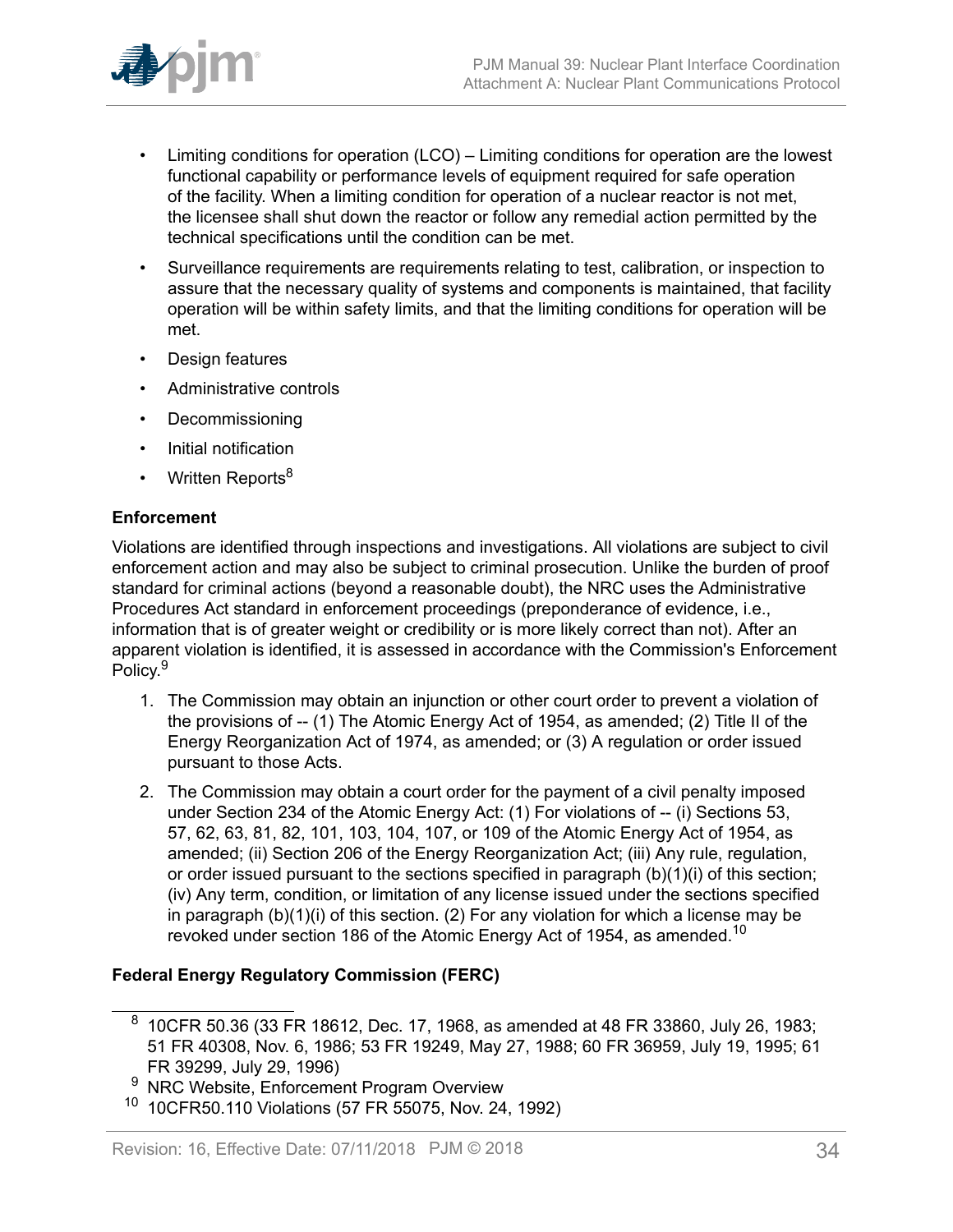- Limiting conditions for operation (LCO) – Limiting conditions for operation are the lowest functional capability or performance levels of equipment required for safe operation of the facility. When a limiting condition for operation of a nuclear reactor is not met, the licensee shall shut down the reactor or follow any remedial action permitted by the technical specifications until the condition can be met.
- Surveillance requirements are requirements relating to test, calibration, or inspection to assure that the necessary quality of systems and components is maintained, that facility operation will be within safety limits, and that the limiting conditions for operation will be met.
- Design features
- Administrative controls
- Decommissioning
- Initial notification
- Written Reports[8]

**Enforcement**

Violations are identified through inspections and investigations. All violations are subject to civil enforcement action and may also be subject to criminal prosecution. Unlike the burden of proof standard for criminal actions (beyond a reasonable doubt), the NRC uses the Administrative Procedures Act standard in enforcement proceedings (preponderance of evidence, i.e., information that is of greater weight or credibility or is more likely correct than not). After an apparent violation is identified, it is assessed in accordance with the Commission's Enforcement Policy.[9]

1. The Commission may obtain an injunction or other court order to prevent a violation of the provisions of -- (1) The Atomic Energy Act of 1954, as amended; (2) Title II of the Energy Reorganization Act of 1974, as amended; or (3) A regulation or order issued pursuant to those Acts.
2. The Commission may obtain a court order for the payment of a civil penalty imposed under Section 234 of the Atomic Energy Act: (1) For violations of -- (i) Sections 53, 57, 62, 63, 81, 82, 101, 103, 104, 107, or 109 of the Atomic Energy Act of 1954, as amended; (ii) Section 206 of the Energy Reorganization Act; (iii) Any rule, regulation, or order issued pursuant to the sections specified in paragraph (b)(1)(i) of this section; (iv) Any term, condition, or limitation of any license issued under the sections specified in paragraph (b)(1)(i) of this section. (2) For any violation for which a license may be revoked under section 186 of the Atomic Energy Act of 1954, as amended.[10]

**Federal Energy Regulatory Commission (FERC)**

---

[8] 10CFR 50.36 (33 FR 18612, Dec. 17, 1968, as amended at 48 FR 33860, July 26, 1983; 51 FR 40308, Nov. 6, 1986; 53 FR 19249, May 27, 1988; 60 FR 36959, July 19, 1995; 61 FR 39299, July 29, 1996)

[9] NRC Website, Enforcement Program Overview

[10] 10CFR50.110 Violations (57 FR 55075, Nov. 24, 1992)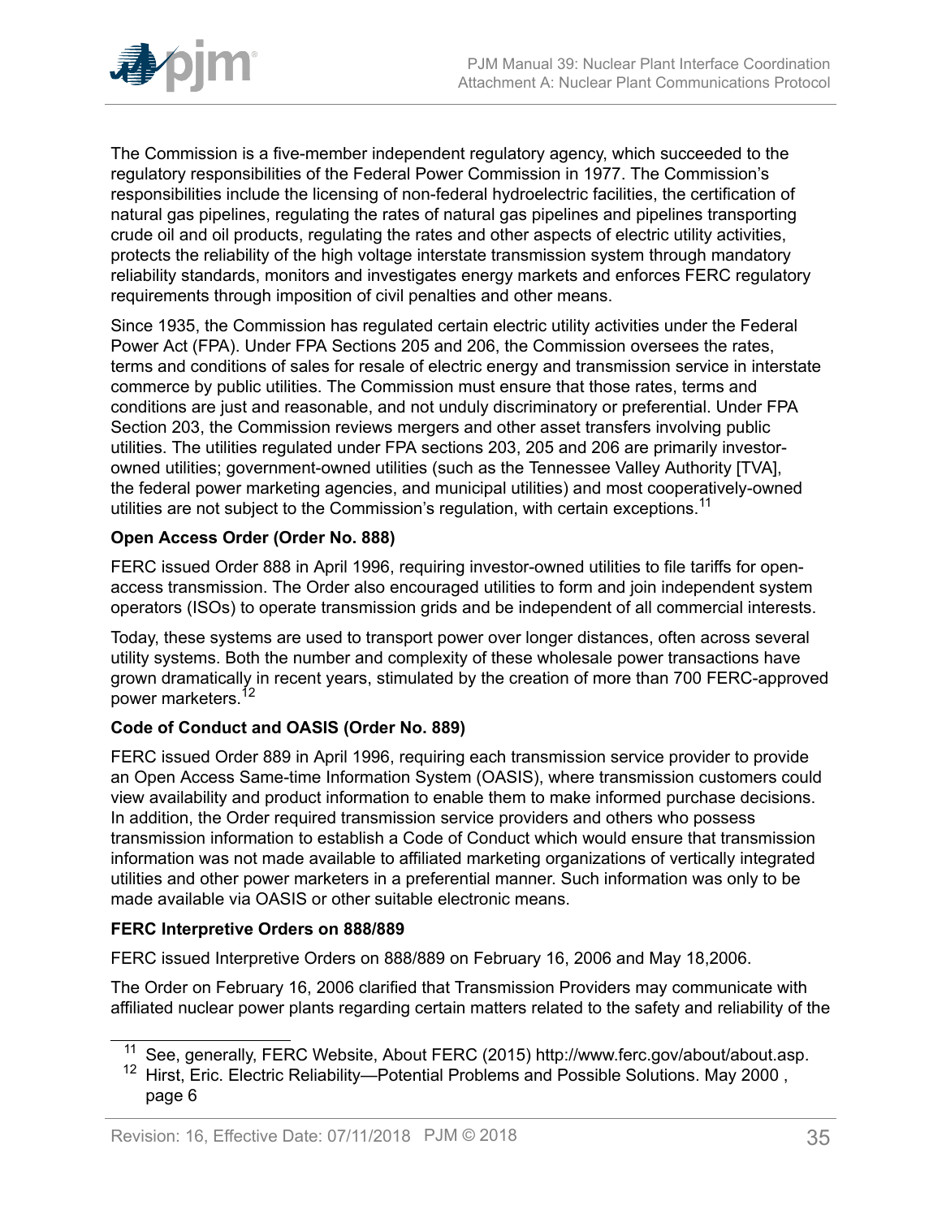The Commission is a five-member independent regulatory agency, which succeeded to the regulatory responsibilities of the Federal Power Commission in 1977. The Commission's responsibilities include the licensing of non-federal hydroelectric facilities, the certification of natural gas pipelines, regulating the rates of natural gas pipelines and pipelines transporting crude oil and oil products, regulating the rates and other aspects of electric utility activities, protects the reliability of the high voltage interstate transmission system through mandatory reliability standards, monitors and investigates energy markets and enforces FERC regulatory requirements through imposition of civil penalties and other means.

Since 1935, the Commission has regulated certain electric utility activities under the Federal Power Act (FPA). Under FPA Sections 205 and 206, the Commission oversees the rates, terms and conditions of sales for resale of electric energy and transmission service in interstate commerce by public utilities. The Commission must ensure that those rates, terms and conditions are just and reasonable, and not unduly discriminatory or preferential. Under FPA Section 203, the Commission reviews mergers and other asset transfers involving public utilities. The utilities regulated under FPA sections 203, 205 and 206 are primarily investor-owned utilities; government-owned utilities (such as the Tennessee Valley Authority [TVA], the federal power marketing agencies, and municipal utilities) and most cooperatively-owned utilities are not subject to the Commission's regulation, with certain exceptions.[11]

**Open Access Order (Order No. 888)**

FERC issued Order 888 in April 1996, requiring investor-owned utilities to file tariffs for open-access transmission. The Order also encouraged utilities to form and join independent system operators (ISOs) to operate transmission grids and be independent of all commercial interests.

Today, these systems are used to transport power over longer distances, often across several utility systems. Both the number and complexity of these wholesale power transactions have grown dramatically in recent years, stimulated by the creation of more than 700 FERC-approved power marketers.[12]

**Code of Conduct and OASIS (Order No. 889)**

FERC issued Order 889 in April 1996, requiring each transmission service provider to provide an Open Access Same-time Information System (OASIS), where transmission customers could view availability and product information to enable them to make informed purchase decisions. In addition, the Order required transmission service providers and others who possess transmission information to establish a Code of Conduct which would ensure that transmission information was not made available to affiliated marketing organizations of vertically integrated utilities and other power marketers in a preferential manner. Such information was only to be made available via OASIS or other suitable electronic means.

**FERC Interpretive Orders on 888/889**

FERC issued Interpretive Orders on 888/889 on February 16, 2006 and May 18,2006.

The Order on February 16, 2006 clarified that Transmission Providers may communicate with affiliated nuclear power plants regarding certain matters related to the safety and reliability of the

---

[11] See, generally, FERC Website, About FERC (2015) http://www.ferc.gov/about/about.asp.

[12] Hirst, Eric. Electric Reliability—Potential Problems and Possible Solutions. May 2000 , page 6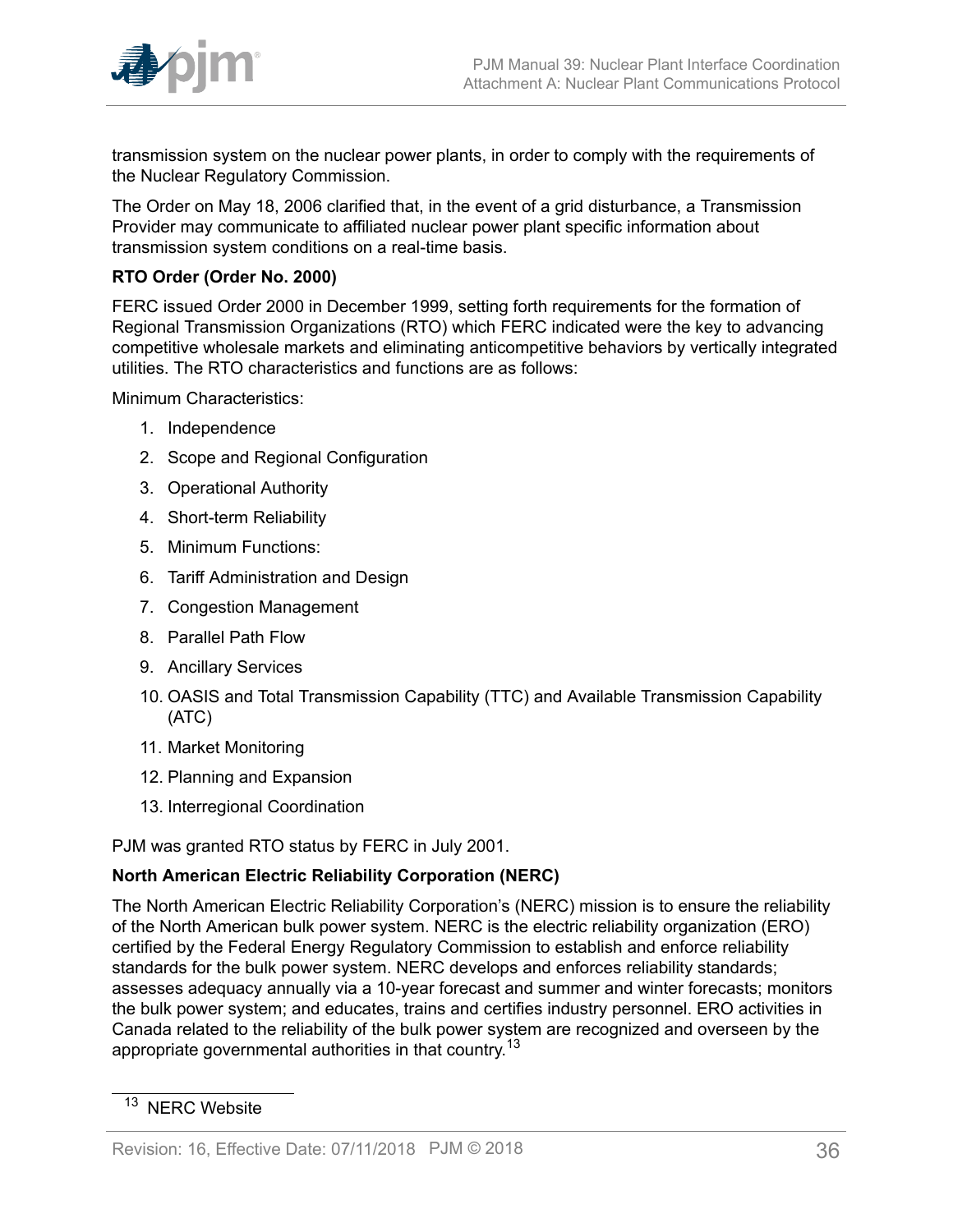transmission system on the nuclear power plants, in order to comply with the requirements of the Nuclear Regulatory Commission.

The Order on May 18, 2006 clarified that, in the event of a grid disturbance, a Transmission Provider may communicate to affiliated nuclear power plant specific information about transmission system conditions on a real-time basis.

**RTO Order (Order No. 2000)**

FERC issued Order 2000 in December 1999, setting forth requirements for the formation of Regional Transmission Organizations (RTO) which FERC indicated were the key to advancing competitive wholesale markets and eliminating anticompetitive behaviors by vertically integrated utilities. The RTO characteristics and functions are as follows:

Minimum Characteristics:

1. Independence
2. Scope and Regional Configuration
3. Operational Authority
4. Short-term Reliability
5. Minimum Functions:
6. Tariff Administration and Design
7. Congestion Management
8. Parallel Path Flow
9. Ancillary Services
10. OASIS and Total Transmission Capability (TTC) and Available Transmission Capability (ATC)
11. Market Monitoring
12. Planning and Expansion
13. Interregional Coordination

PJM was granted RTO status by FERC in July 2001.

**North American Electric Reliability Corporation (NERC)**

The North American Electric Reliability Corporation's (NERC) mission is to ensure the reliability of the North American bulk power system. NERC is the electric reliability organization (ERO) certified by the Federal Energy Regulatory Commission to establish and enforce reliability standards for the bulk power system. NERC develops and enforces reliability standards; assesses adequacy annually via a 10-year forecast and summer and winter forecasts; monitors the bulk power system; and educates, trains and certifies industry personnel. ERO activities in Canada related to the reliability of the bulk power system are recognized and overseen by the appropriate governmental authorities in that country.[13]

[13] NERC Website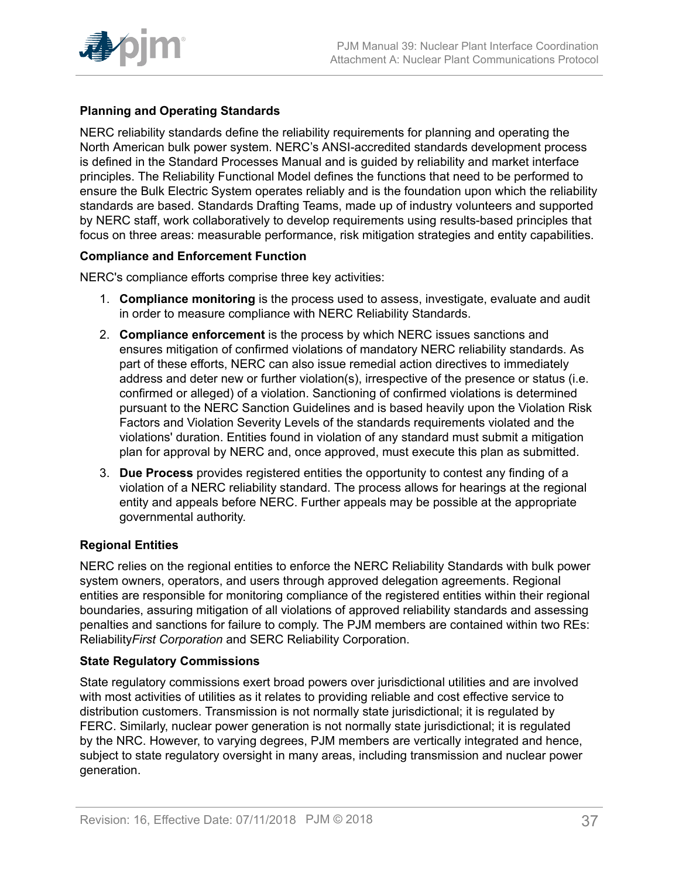**Planning and Operating Standards**

NERC reliability standards define the reliability requirements for planning and operating the North American bulk power system. NERC's ANSI-accredited standards development process is defined in the Standard Processes Manual and is guided by reliability and market interface principles. The Reliability Functional Model defines the functions that need to be performed to ensure the Bulk Electric System operates reliably and is the foundation upon which the reliability standards are based. Standards Drafting Teams, made up of industry volunteers and supported by NERC staff, work collaboratively to develop requirements using results-based principles that focus on three areas: measurable performance, risk mitigation strategies and entity capabilities.

**Compliance and Enforcement Function**

NERC's compliance efforts comprise three key activities:

1. **Compliance monitoring** is the process used to assess, investigate, evaluate and audit in order to measure compliance with NERC Reliability Standards.
2. **Compliance enforcement** is the process by which NERC issues sanctions and ensures mitigation of confirmed violations of mandatory NERC reliability standards. As part of these efforts, NERC can also issue remedial action directives to immediately address and deter new or further violation(s), irrespective of the presence or status (i.e. confirmed or alleged) of a violation. Sanctioning of confirmed violations is determined pursuant to the NERC Sanction Guidelines and is based heavily upon the Violation Risk Factors and Violation Severity Levels of the standards requirements violated and the violations' duration. Entities found in violation of any standard must submit a mitigation plan for approval by NERC and, once approved, must execute this plan as submitted.
3. **Due Process** provides registered entities the opportunity to contest any finding of a violation of a NERC reliability standard. The process allows for hearings at the regional entity and appeals before NERC. Further appeals may be possible at the appropriate governmental authority.

**Regional Entities**

NERC relies on the regional entities to enforce the NERC Reliability Standards with bulk power system owners, operators, and users through approved delegation agreements. Regional entities are responsible for monitoring compliance of the registered entities within their regional boundaries, assuring mitigation of all violations of approved reliability standards and assessing penalties and sanctions for failure to comply. The PJM members are contained within two REs: Reliability*First Corporation* and SERC Reliability Corporation.

**State Regulatory Commissions**

State regulatory commissions exert broad powers over jurisdictional utilities and are involved with most activities of utilities as it relates to providing reliable and cost effective service to distribution customers. Transmission is not normally state jurisdictional; it is regulated by FERC. Similarly, nuclear power generation is not normally state jurisdictional; it is regulated by the NRC. However, to varying degrees, PJM members are vertically integrated and hence, subject to state regulatory oversight in many areas, including transmission and nuclear power generation.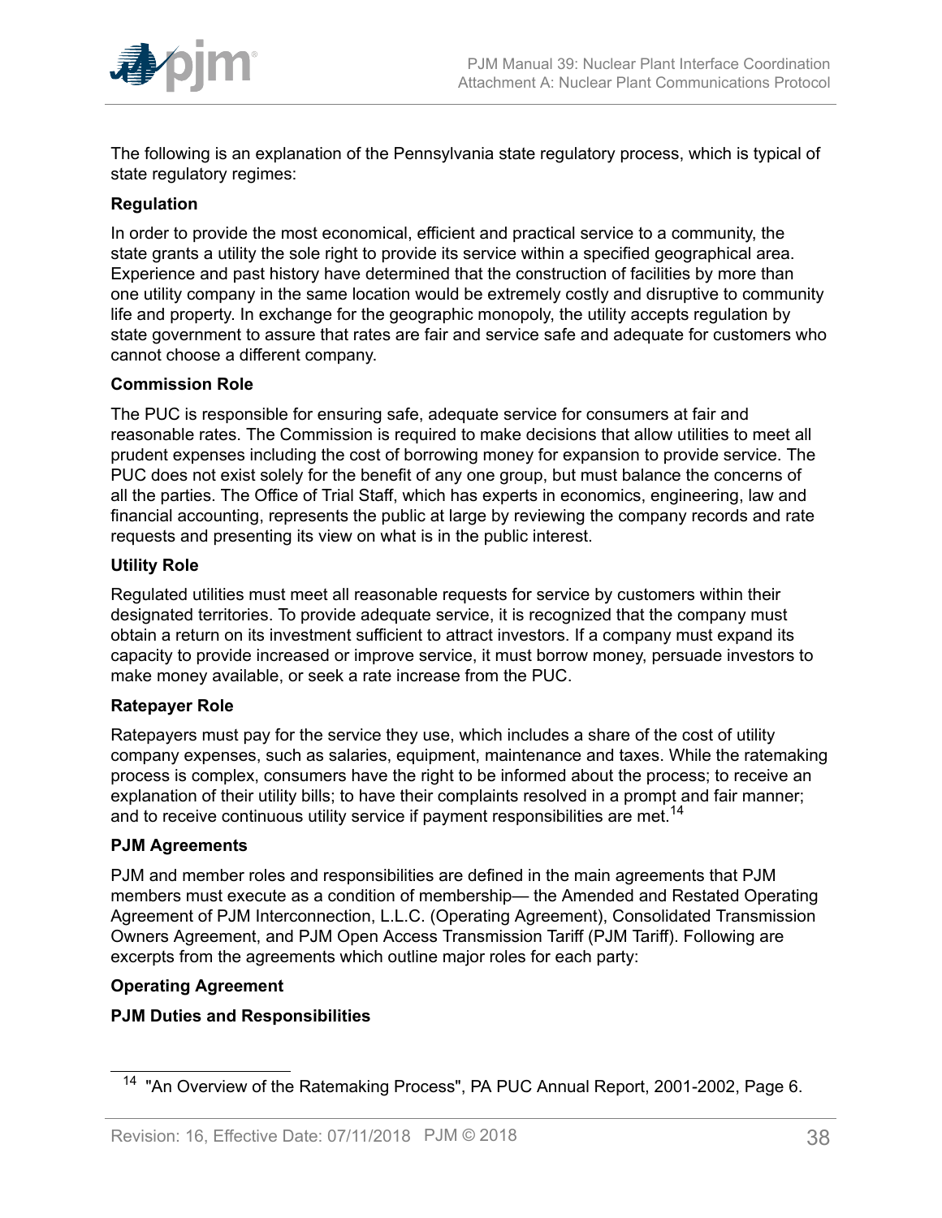The following is an explanation of the Pennsylvania state regulatory process, which is typical of state regulatory regimes:

**Regulation**

In order to provide the most economical, efficient and practical service to a community, the state grants a utility the sole right to provide its service within a specified geographical area. Experience and past history have determined that the construction of facilities by more than one utility company in the same location would be extremely costly and disruptive to community life and property. In exchange for the geographic monopoly, the utility accepts regulation by state government to assure that rates are fair and service safe and adequate for customers who cannot choose a different company.

**Commission Role**

The PUC is responsible for ensuring safe, adequate service for consumers at fair and reasonable rates. The Commission is required to make decisions that allow utilities to meet all prudent expenses including the cost of borrowing money for expansion to provide service. The PUC does not exist solely for the benefit of any one group, but must balance the concerns of all the parties. The Office of Trial Staff, which has experts in economics, engineering, law and financial accounting, represents the public at large by reviewing the company records and rate requests and presenting its view on what is in the public interest.

**Utility Role**

Regulated utilities must meet all reasonable requests for service by customers within their designated territories. To provide adequate service, it is recognized that the company must obtain a return on its investment sufficient to attract investors. If a company must expand its capacity to provide increased or improve service, it must borrow money, persuade investors to make money available, or seek a rate increase from the PUC.

**Ratepayer Role**

Ratepayers must pay for the service they use, which includes a share of the cost of utility company expenses, such as salaries, equipment, maintenance and taxes. While the ratemaking process is complex, consumers have the right to be informed about the process; to receive an explanation of their utility bills; to have their complaints resolved in a prompt and fair manner; and to receive continuous utility service if payment responsibilities are met.[14]

**PJM Agreements**

PJM and member roles and responsibilities are defined in the main agreements that PJM members must execute as a condition of membership— the Amended and Restated Operating Agreement of PJM Interconnection, L.L.C. (Operating Agreement), Consolidated Transmission Owners Agreement, and PJM Open Access Transmission Tariff (PJM Tariff). Following are excerpts from the agreements which outline major roles for each party:

**Operating Agreement**

**PJM Duties and Responsibilities**

[14] "An Overview of the Ratemaking Process", PA PUC Annual Report, 2001-2002, Page 6.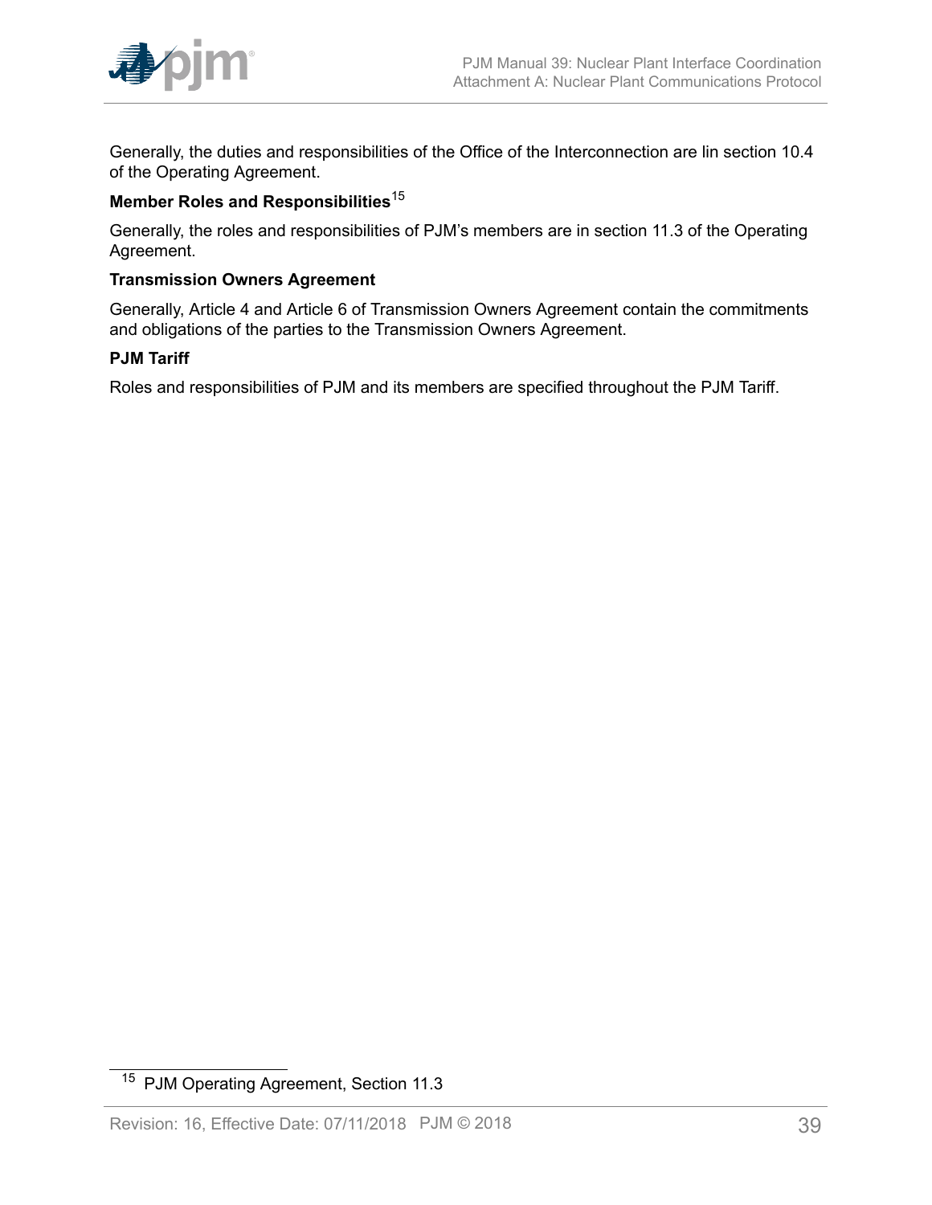Generally, the duties and responsibilities of the Office of the Interconnection are lin section 10.4 of the Operating Agreement.

**Member Roles and Responsibilities**[15]

Generally, the roles and responsibilities of PJM's members are in section 11.3 of the Operating Agreement.

**Transmission Owners Agreement**

Generally, Article 4 and Article 6 of Transmission Owners Agreement contain the commitments and obligations of the parties to the Transmission Owners Agreement.

**PJM Tariff**

Roles and responsibilities of PJM and its members are specified throughout the PJM Tariff.

---

[15] PJM Operating Agreement, Section 11.3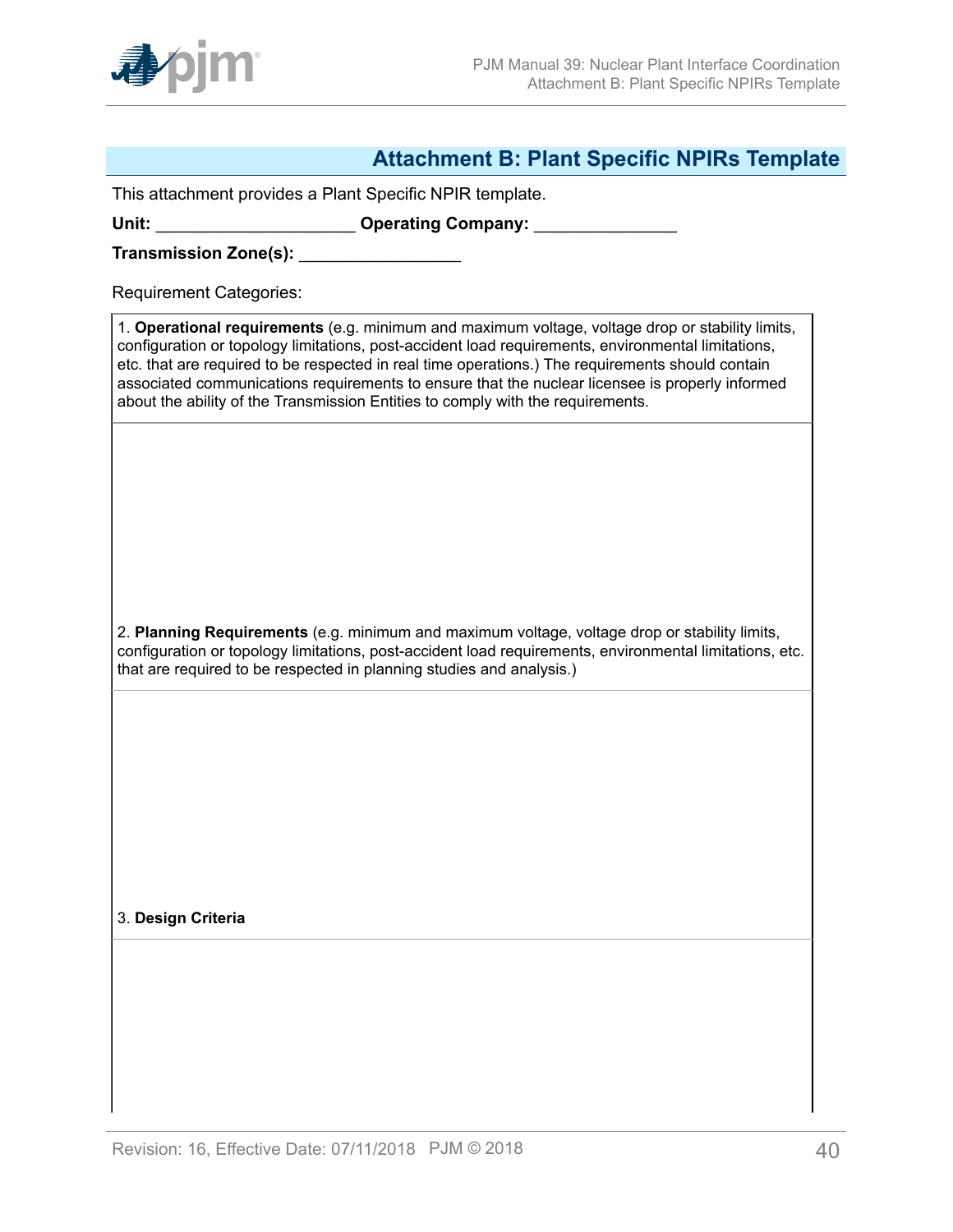## Attachment B: Plant Specific NPIRs Template

This attachment provides a Plant Specific NPIR template.

**Unit:** ____________________ **Operating Company:** ______________

**Transmission Zone(s):** ________________

Requirement Categories:

| 1. **Operational requirements** (e.g. minimum and maximum voltage, voltage drop or stability limits, configuration or topology limitations, post-accident load requirements, environmental limitations, etc. that are required to be respected in real time operations.) The requirements should contain associated communications requirements to ensure that the nuclear licensee is properly informed about the ability of the Transmission Entities to comply with the requirements. |
|---|
| |
| 2. **Planning Requirements** (e.g. minimum and maximum voltage, voltage drop or stability limits, configuration or topology limitations, post-accident load requirements, environmental limitations, etc. that are required to be respected in planning studies and analysis.) |
| |
| 3. **Design Criteria** |
| |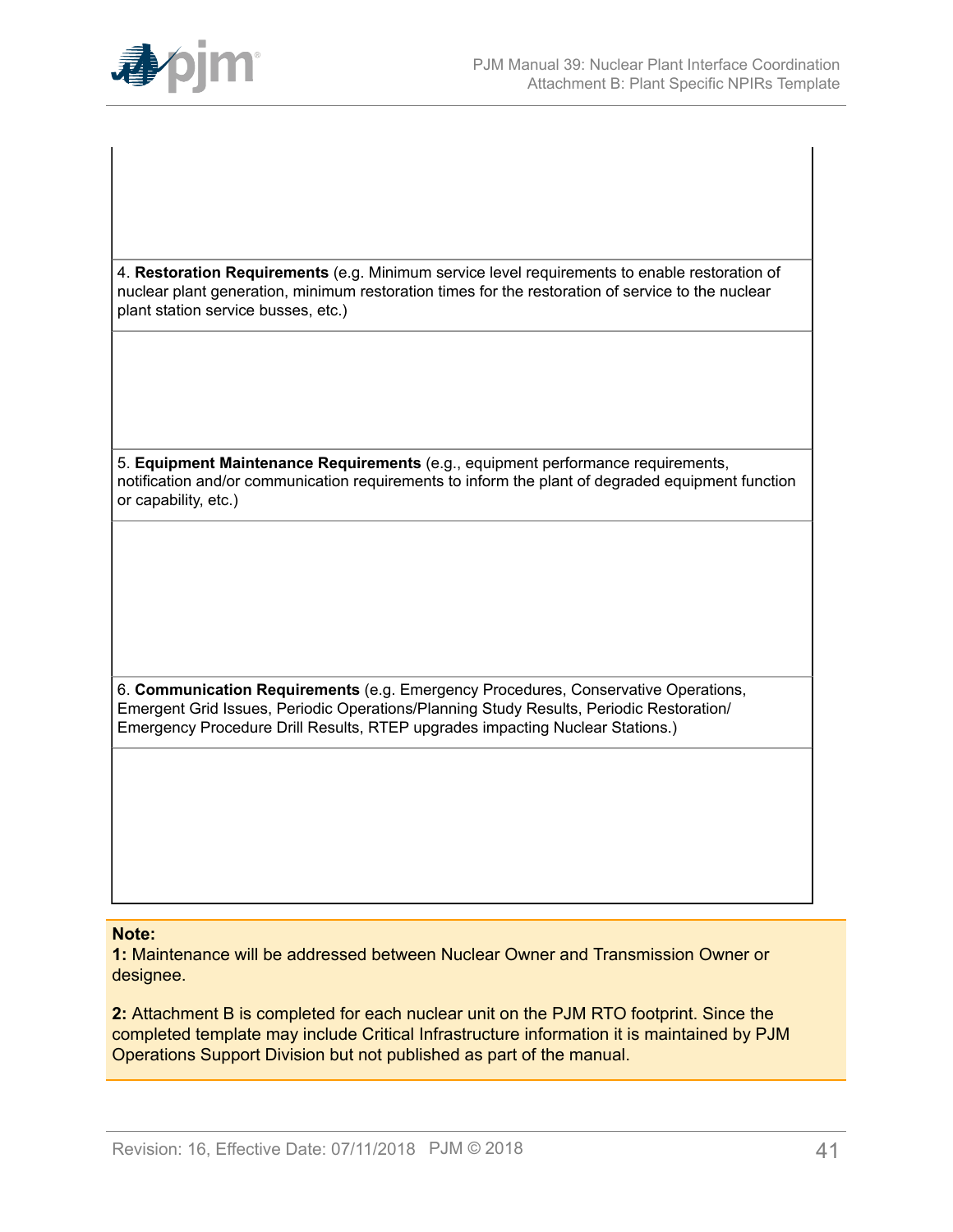| |
|---|
| |
| 4. **Restoration Requirements** (e.g. Minimum service level requirements to enable restoration of nuclear plant generation, minimum restoration times for the restoration of service to the nuclear plant station service busses, etc.) |
| |
| 5. **Equipment Maintenance Requirements** (e.g., equipment performance requirements, notification and/or communication requirements to inform the plant of degraded equipment function or capability, etc.) |
| |
| 6. **Communication Requirements** (e.g. Emergency Procedures, Conservative Operations, Emergent Grid Issues, Periodic Operations/Planning Study Results, Periodic Restoration/ Emergency Procedure Drill Results, RTEP upgrades impacting Nuclear Stations.) |
| |

**Note:**

**1:** Maintenance will be addressed between Nuclear Owner and Transmission Owner or designee.

**2:** Attachment B is completed for each nuclear unit on the PJM RTO footprint. Since the completed template may include Critical Infrastructure information it is maintained by PJM Operations Support Division but not published as part of the manual.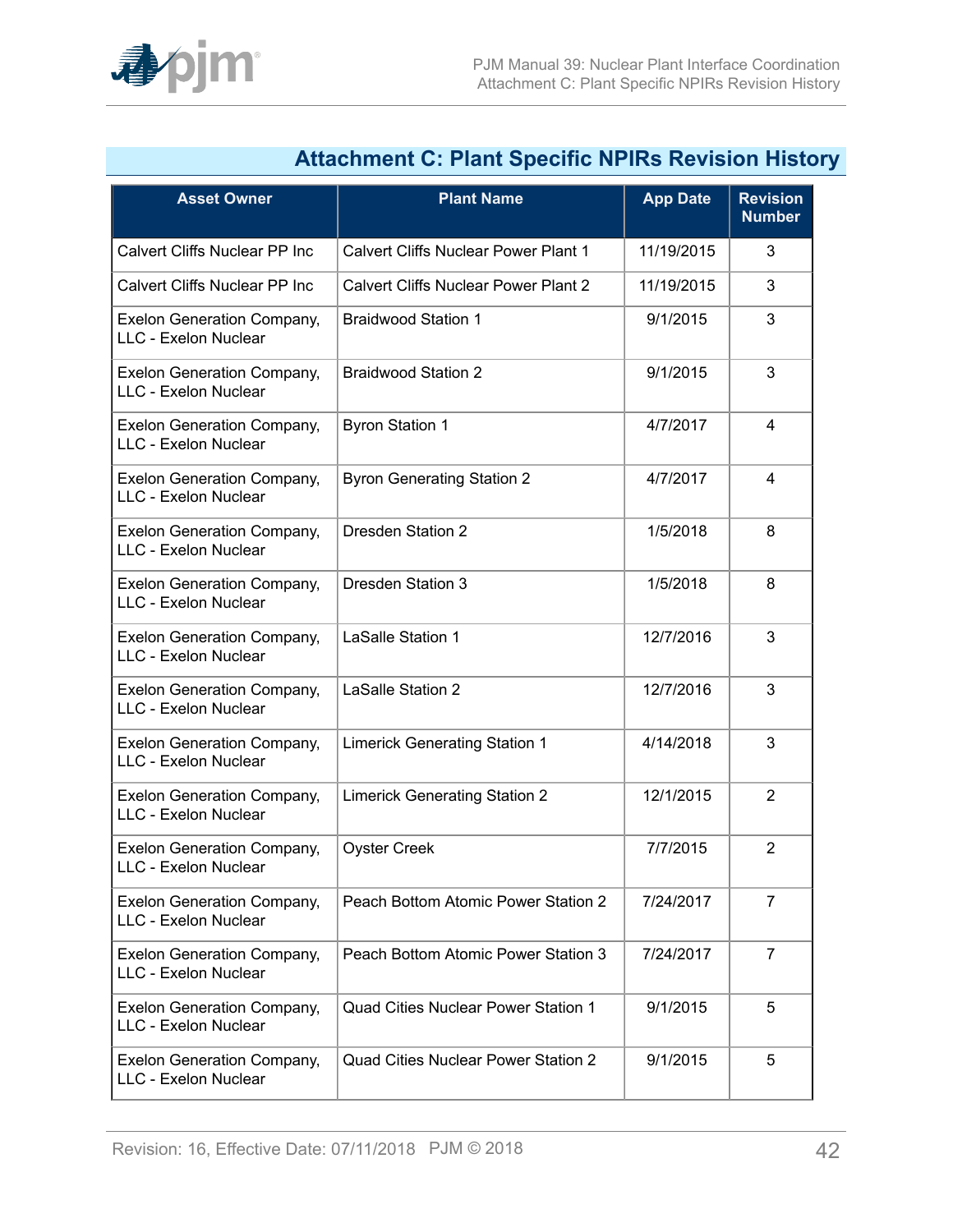## Attachment C: Plant Specific NPIRs Revision History

| Asset Owner | Plant Name | App Date | Revision Number |
|---|---|---|---|
| Calvert Cliffs Nuclear PP Inc | Calvert Cliffs Nuclear Power Plant 1 | 11/19/2015 | 3 |
| Calvert Cliffs Nuclear PP Inc | Calvert Cliffs Nuclear Power Plant 2 | 11/19/2015 | 3 |
| Exelon Generation Company, LLC - Exelon Nuclear | Braidwood Station 1 | 9/1/2015 | 3 |
| Exelon Generation Company, LLC - Exelon Nuclear | Braidwood Station 2 | 9/1/2015 | 3 |
| Exelon Generation Company, LLC - Exelon Nuclear | Byron Station 1 | 4/7/2017 | 4 |
| Exelon Generation Company, LLC - Exelon Nuclear | Byron Generating Station 2 | 4/7/2017 | 4 |
| Exelon Generation Company, LLC - Exelon Nuclear | Dresden Station 2 | 1/5/2018 | 8 |
| Exelon Generation Company, LLC - Exelon Nuclear | Dresden Station 3 | 1/5/2018 | 8 |
| Exelon Generation Company, LLC - Exelon Nuclear | LaSalle Station 1 | 12/7/2016 | 3 |
| Exelon Generation Company, LLC - Exelon Nuclear | LaSalle Station 2 | 12/7/2016 | 3 |
| Exelon Generation Company, LLC - Exelon Nuclear | Limerick Generating Station 1 | 4/14/2018 | 3 |
| Exelon Generation Company, LLC - Exelon Nuclear | Limerick Generating Station 2 | 12/1/2015 | 2 |
| Exelon Generation Company, LLC - Exelon Nuclear | Oyster Creek | 7/7/2015 | 2 |
| Exelon Generation Company, LLC - Exelon Nuclear | Peach Bottom Atomic Power Station 2 | 7/24/2017 | 7 |
| Exelon Generation Company, LLC - Exelon Nuclear | Peach Bottom Atomic Power Station 3 | 7/24/2017 | 7 |
| Exelon Generation Company, LLC - Exelon Nuclear | Quad Cities Nuclear Power Station 1 | 9/1/2015 | 5 |
| Exelon Generation Company, LLC - Exelon Nuclear | Quad Cities Nuclear Power Station 2 | 9/1/2015 | 5 |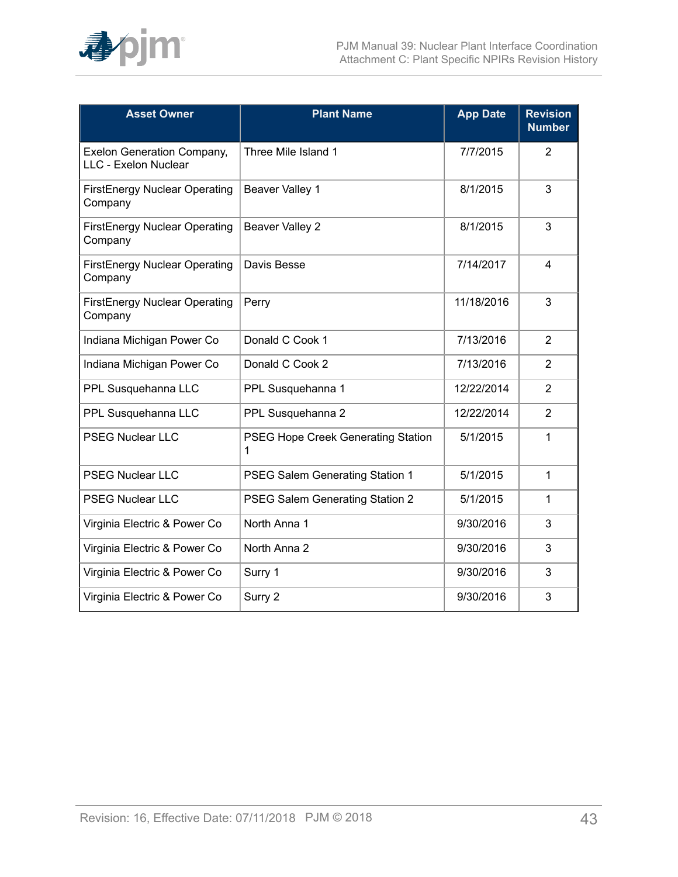| Asset Owner | Plant Name | App Date | Revision Number |
|---|---|---|---|
| Exelon Generation Company, LLC - Exelon Nuclear | Three Mile Island 1 | 7/7/2015 | 2 |
| FirstEnergy Nuclear Operating Company | Beaver Valley 1 | 8/1/2015 | 3 |
| FirstEnergy Nuclear Operating Company | Beaver Valley 2 | 8/1/2015 | 3 |
| FirstEnergy Nuclear Operating Company | Davis Besse | 7/14/2017 | 4 |
| FirstEnergy Nuclear Operating Company | Perry | 11/18/2016 | 3 |
| Indiana Michigan Power Co | Donald C Cook 1 | 7/13/2016 | 2 |
| Indiana Michigan Power Co | Donald C Cook 2 | 7/13/2016 | 2 |
| PPL Susquehanna LLC | PPL Susquehanna 1 | 12/22/2014 | 2 |
| PPL Susquehanna LLC | PPL Susquehanna 2 | 12/22/2014 | 2 |
| PSEG Nuclear LLC | PSEG Hope Creek Generating Station 1 | 5/1/2015 | 1 |
| PSEG Nuclear LLC | PSEG Salem Generating Station 1 | 5/1/2015 | 1 |
| PSEG Nuclear LLC | PSEG Salem Generating Station 2 | 5/1/2015 | 1 |
| Virginia Electric & Power Co | North Anna 1 | 9/30/2016 | 3 |
| Virginia Electric & Power Co | North Anna 2 | 9/30/2016 | 3 |
| Virginia Electric & Power Co | Surry 1 | 9/30/2016 | 3 |
| Virginia Electric & Power Co | Surry 2 | 9/30/2016 | 3 |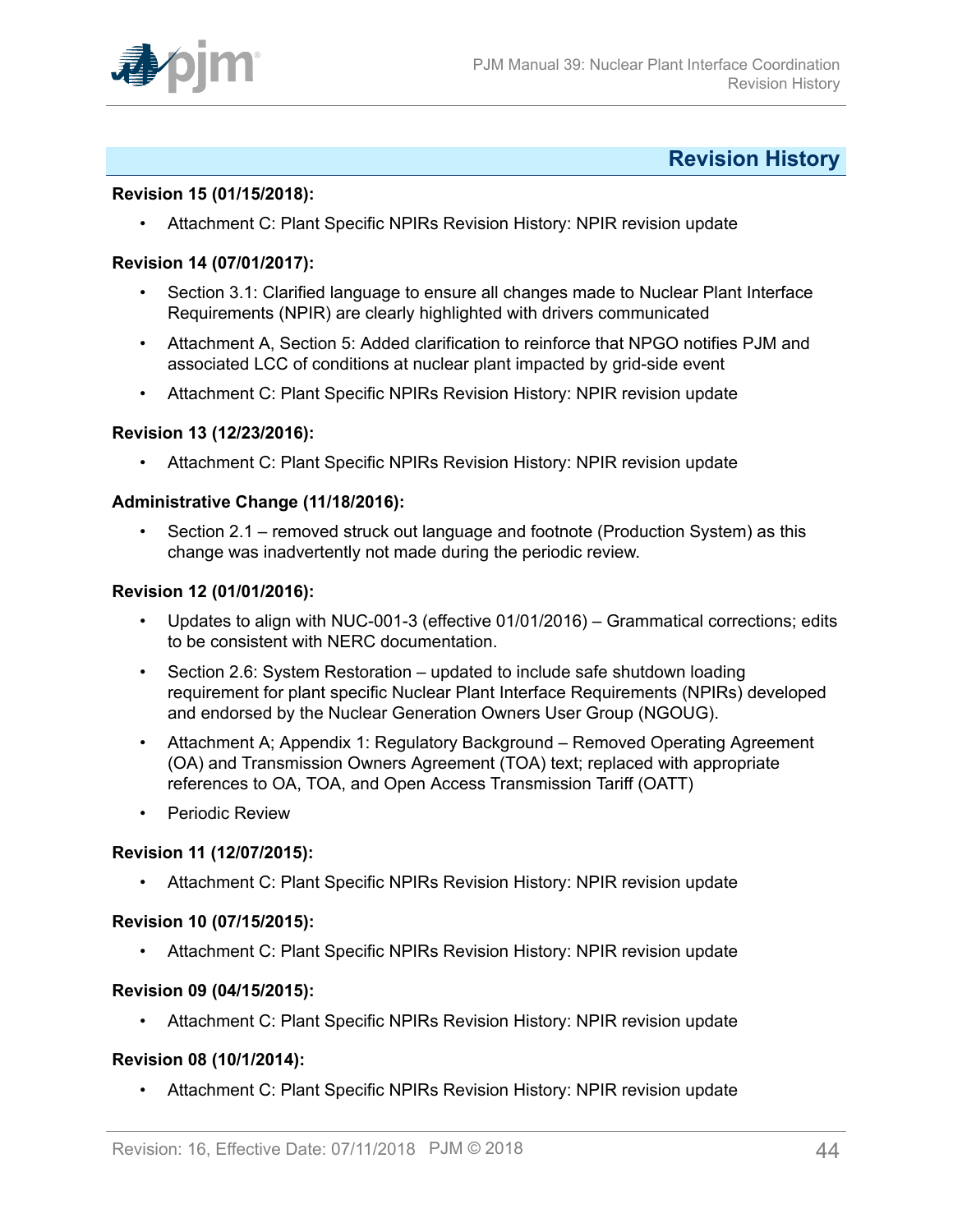## Revision History

**Revision 15 (01/15/2018):**

- Attachment C: Plant Specific NPIRs Revision History: NPIR revision update

**Revision 14 (07/01/2017):**

- Section 3.1: Clarified language to ensure all changes made to Nuclear Plant Interface Requirements (NPIR) are clearly highlighted with drivers communicated
- Attachment A, Section 5: Added clarification to reinforce that NPGO notifies PJM and associated LCC of conditions at nuclear plant impacted by grid-side event
- Attachment C: Plant Specific NPIRs Revision History: NPIR revision update

**Revision 13 (12/23/2016):**

- Attachment C: Plant Specific NPIRs Revision History: NPIR revision update

**Administrative Change (11/18/2016):**

- Section 2.1 – removed struck out language and footnote (Production System) as this change was inadvertently not made during the periodic review.

**Revision 12 (01/01/2016):**

- Updates to align with NUC-001-3 (effective 01/01/2016) – Grammatical corrections; edits to be consistent with NERC documentation.
- Section 2.6: System Restoration – updated to include safe shutdown loading requirement for plant specific Nuclear Plant Interface Requirements (NPIRs) developed and endorsed by the Nuclear Generation Owners User Group (NGOUG).
- Attachment A; Appendix 1: Regulatory Background – Removed Operating Agreement (OA) and Transmission Owners Agreement (TOA) text; replaced with appropriate references to OA, TOA, and Open Access Transmission Tariff (OATT)
- Periodic Review

**Revision 11 (12/07/2015):**

- Attachment C: Plant Specific NPIRs Revision History: NPIR revision update

**Revision 10 (07/15/2015):**

- Attachment C: Plant Specific NPIRs Revision History: NPIR revision update

**Revision 09 (04/15/2015):**

- Attachment C: Plant Specific NPIRs Revision History: NPIR revision update

**Revision 08 (10/1/2014):**

- Attachment C: Plant Specific NPIRs Revision History: NPIR revision update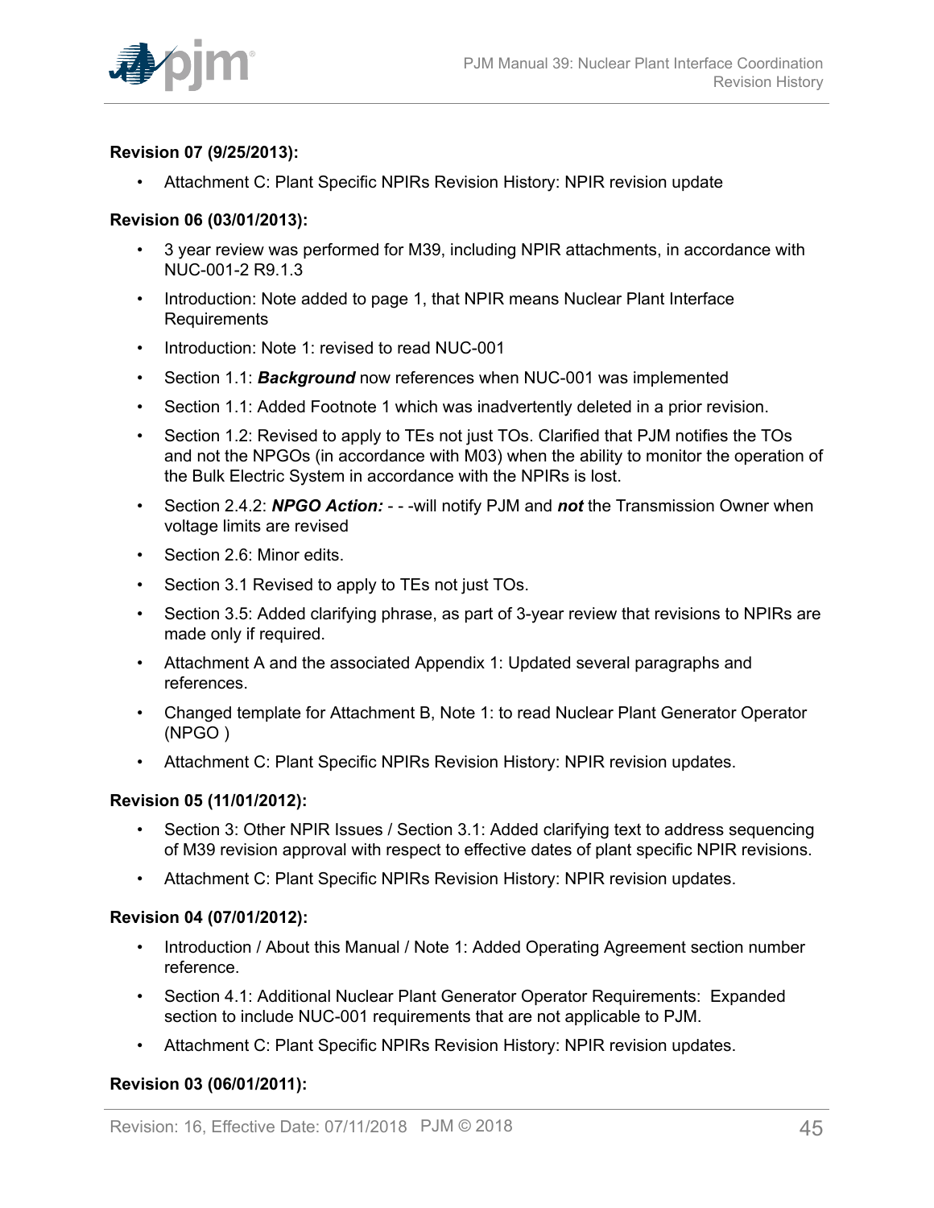**Revision 07 (9/25/2013):**

- Attachment C: Plant Specific NPIRs Revision History: NPIR revision update

**Revision 06 (03/01/2013):**

- 3 year review was performed for M39, including NPIR attachments, in accordance with NUC-001-2 R9.1.3
- Introduction: Note added to page 1, that NPIR means Nuclear Plant Interface Requirements
- Introduction: Note 1: revised to read NUC-001
- Section 1.1: ***Background*** now references when NUC-001 was implemented
- Section 1.1: Added Footnote 1 which was inadvertently deleted in a prior revision.
- Section 1.2: Revised to apply to TEs not just TOs. Clarified that PJM notifies the TOs and not the NPGOs (in accordance with M03) when the ability to monitor the operation of the Bulk Electric System in accordance with the NPIRs is lost.
- Section 2.4.2: ***NPGO Action:*** - - -will notify PJM and ***not*** the Transmission Owner when voltage limits are revised
- Section 2.6: Minor edits.
- Section 3.1 Revised to apply to TEs not just TOs.
- Section 3.5: Added clarifying phrase, as part of 3-year review that revisions to NPIRs are made only if required.
- Attachment A and the associated Appendix 1: Updated several paragraphs and references.
- Changed template for Attachment B, Note 1: to read Nuclear Plant Generator Operator (NPGO )
- Attachment C: Plant Specific NPIRs Revision History: NPIR revision updates.

**Revision 05 (11/01/2012):**

- Section 3: Other NPIR Issues / Section 3.1: Added clarifying text to address sequencing of M39 revision approval with respect to effective dates of plant specific NPIR revisions.
- Attachment C: Plant Specific NPIRs Revision History: NPIR revision updates.

**Revision 04 (07/01/2012):**

- Introduction / About this Manual / Note 1: Added Operating Agreement section number reference.
- Section 4.1: Additional Nuclear Plant Generator Operator Requirements: Expanded section to include NUC-001 requirements that are not applicable to PJM.
- Attachment C: Plant Specific NPIRs Revision History: NPIR revision updates.

**Revision 03 (06/01/2011):**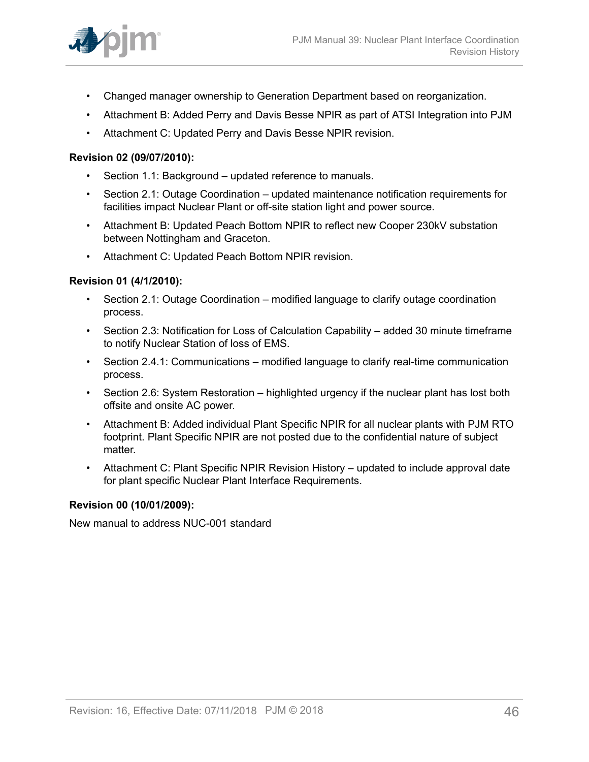- Changed manager ownership to Generation Department based on reorganization.
- Attachment B: Added Perry and Davis Besse NPIR as part of ATSI Integration into PJM
- Attachment C: Updated Perry and Davis Besse NPIR revision.

**Revision 02 (09/07/2010):**

- Section 1.1: Background – updated reference to manuals.
- Section 2.1: Outage Coordination – updated maintenance notification requirements for facilities impact Nuclear Plant or off-site station light and power source.
- Attachment B: Updated Peach Bottom NPIR to reflect new Cooper 230kV substation between Nottingham and Graceton.
- Attachment C: Updated Peach Bottom NPIR revision.

**Revision 01 (4/1/2010):**

- Section 2.1: Outage Coordination – modified language to clarify outage coordination process.
- Section 2.3: Notification for Loss of Calculation Capability – added 30 minute timeframe to notify Nuclear Station of loss of EMS.
- Section 2.4.1: Communications – modified language to clarify real-time communication process.
- Section 2.6: System Restoration – highlighted urgency if the nuclear plant has lost both offsite and onsite AC power.
- Attachment B: Added individual Plant Specific NPIR for all nuclear plants with PJM RTO footprint. Plant Specific NPIR are not posted due to the confidential nature of subject matter.
- Attachment C: Plant Specific NPIR Revision History – updated to include approval date for plant specific Nuclear Plant Interface Requirements.

**Revision 00 (10/01/2009):**

New manual to address NUC-001 standard